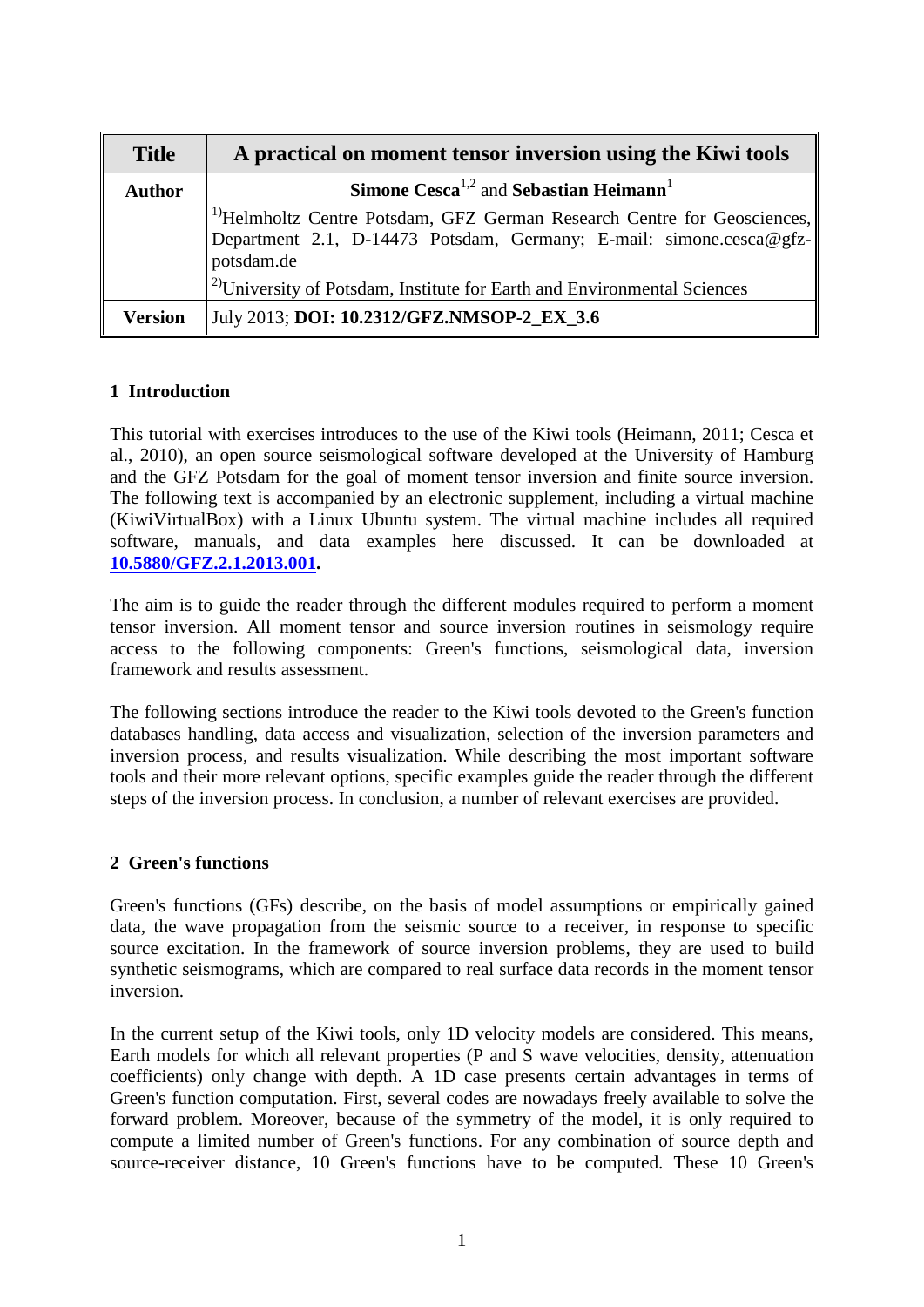| Title | A practical on moment tensor inversion using the Kiwi tools |
| --- | --- |
| Author | **Simone Cesca**[1,2] and **Sebastian Heimann**[1]<br>[1]Helmholtz Centre Potsdam, GFZ German Research Centre for Geosciences, Department 2.1, D-14473 Potsdam, Germany; E-mail: simone.cesca@gfz-potsdam.de<br>[2]University of Potsdam, Institute for Earth and Environmental Sciences |
| Version | July 2013; **DOI: 10.2312/GFZ.NMSOP-2_EX_3.6** |

## 1 Introduction

This tutorial with exercises introduces to the use of the Kiwi tools (Heimann, 2011; Cesca et al., 2010), an open source seismological software developed at the University of Hamburg and the GFZ Potsdam for the goal of moment tensor inversion and finite source inversion. The following text is accompanied by an electronic supplement, including a virtual machine (KiwiVirtualBox) with a Linux Ubuntu system. The virtual machine includes all required software, manuals, and data examples here discussed. It can be downloaded at **10.5880/GFZ.2.1.2013.001**.

The aim is to guide the reader through the different modules required to perform a moment tensor inversion. All moment tensor and source inversion routines in seismology require access to the following components: Green's functions, seismological data, inversion framework and results assessment.

The following sections introduce the reader to the Kiwi tools devoted to the Green's function databases handling, data access and visualization, selection of the inversion parameters and inversion process, and results visualization. While describing the most important software tools and their more relevant options, specific examples guide the reader through the different steps of the inversion process. In conclusion, a number of relevant exercises are provided.

## 2 Green's functions

Green's functions (GFs) describe, on the basis of model assumptions or empirically gained data, the wave propagation from the seismic source to a receiver, in response to specific source excitation. In the framework of source inversion problems, they are used to build synthetic seismograms, which are compared to real surface data records in the moment tensor inversion.

In the current setup of the Kiwi tools, only 1D velocity models are considered. This means, Earth models for which all relevant properties (P and S wave velocities, density, attenuation coefficients) only change with depth. A 1D case presents certain advantages in terms of Green's function computation. First, several codes are nowadays freely available to solve the forward problem. Moreover, because of the symmetry of the model, it is only required to compute a limited number of Green's functions. For any combination of source depth and source-receiver distance, 10 Green's functions have to be computed. These 10 Green's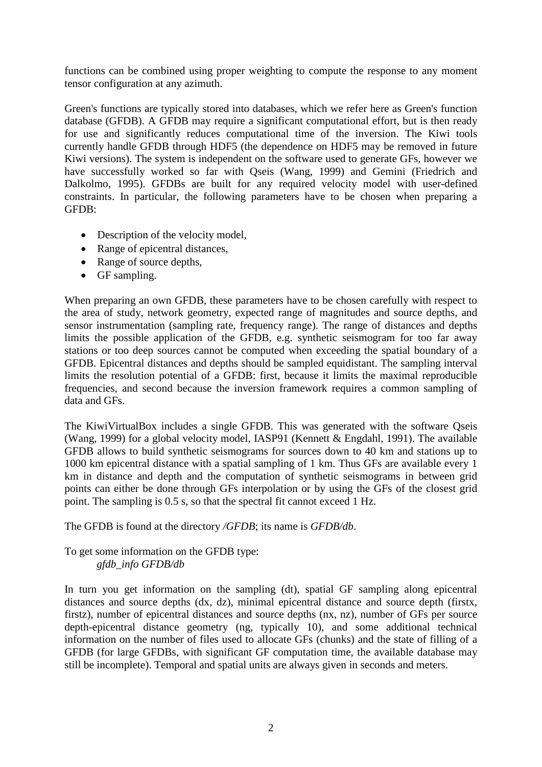functions can be combined using proper weighting to compute the response to any moment tensor configuration at any azimuth.

Green's functions are typically stored into databases, which we refer here as Green's function database (GFDB). A GFDB may require a significant computational effort, but is then ready for use and significantly reduces computational time of the inversion. The Kiwi tools currently handle GFDB through HDF5 (the dependence on HDF5 may be removed in future Kiwi versions). The system is independent on the software used to generate GFs, however we have successfully worked so far with Qseis (Wang, 1999) and Gemini (Friedrich and Dalkolmo, 1995). GFDBs are built for any required velocity model with user-defined constraints. In particular, the following parameters have to be chosen when preparing a GFDB:

- Description of the velocity model,
- Range of epicentral distances,
- Range of source depths,
- GF sampling.

When preparing an own GFDB, these parameters have to be chosen carefully with respect to the area of study, network geometry, expected range of magnitudes and source depths, and sensor instrumentation (sampling rate, frequency range). The range of distances and depths limits the possible application of the GFDB, e.g. synthetic seismogram for too far away stations or too deep sources cannot be computed when exceeding the spatial boundary of a GFDB. Epicentral distances and depths should be sampled equidistant. The sampling interval limits the resolution potential of a GFDB: first, because it limits the maximal reproducible frequencies, and second because the inversion framework requires a common sampling of data and GFs.

The KiwiVirtualBox includes a single GFDB. This was generated with the software Qseis (Wang, 1999) for a global velocity model, IASP91 (Kennett & Engdahl, 1991). The available GFDB allows to build synthetic seismograms for sources down to 40 km and stations up to 1000 km epicentral distance with a spatial sampling of 1 km. Thus GFs are available every 1 km in distance and depth and the computation of synthetic seismograms in between grid points can either be done through GFs interpolation or by using the GFs of the closest grid point. The sampling is 0.5 s, so that the spectral fit cannot exceed 1 Hz.

The GFDB is found at the directory */GFDB*; its name is *GFDB/db*.

To get some information on the GFDB type:
*gfdb_info GFDB/db*

In turn you get information on the sampling (dt), spatial GF sampling along epicentral distances and source depths (dx, dz), minimal epicentral distance and source depth (firstx, firstz), number of epicentral distances and source depths (nx, nz), number of GFs per source depth-epicentral distance geometry (ng, typically 10), and some additional technical information on the number of files used to allocate GFs (chunks) and the state of filling of a GFDB (for large GFDBs, with significant GF computation time, the available database may still be incomplete). Temporal and spatial units are always given in seconds and meters.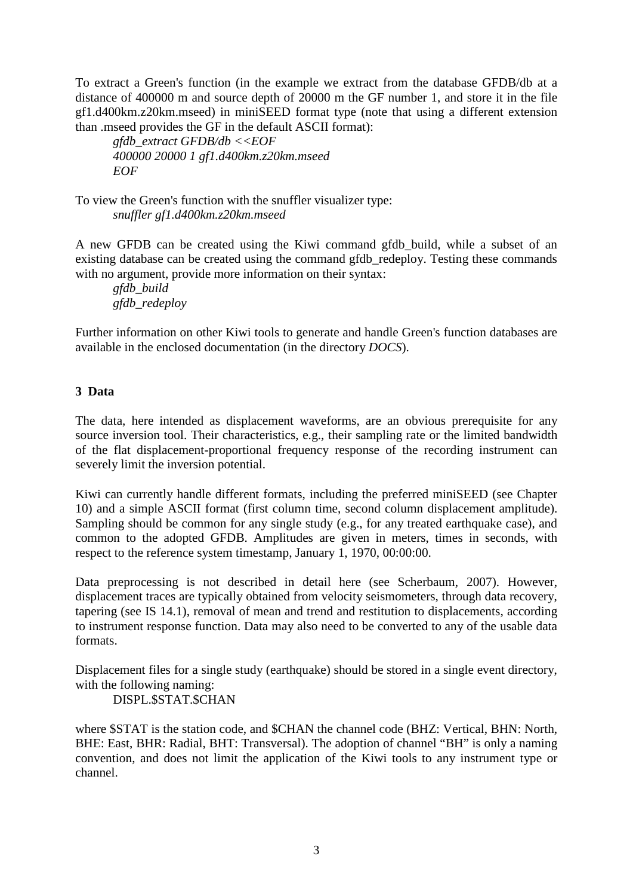To extract a Green's function (in the example we extract from the database GFDB/db at a distance of 400000 m and source depth of 20000 m the GF number 1, and store it in the file gf1.d400km.z20km.mseed) in miniSEED format type (note that using a different extension than .mseed provides the GF in the default ASCII format):

```
gfdb_extract GFDB/db <<EOF
400000 20000 1 gf1.d400km.z20km.mseed
EOF
```

To view the Green's function with the snuffler visualizer type:

```
snuffler gf1.d400km.z20km.mseed
```

A new GFDB can be created using the Kiwi command gfdb_build, while a subset of an existing database can be created using the command gfdb_redeploy. Testing these commands with no argument, provide more information on their syntax:

```
gfdb_build
gfdb_redeploy
```

Further information on other Kiwi tools to generate and handle Green's function databases are available in the enclosed documentation (in the directory *DOCS*).

## 3 Data

The data, here intended as displacement waveforms, are an obvious prerequisite for any source inversion tool. Their characteristics, e.g., their sampling rate or the limited bandwidth of the flat displacement-proportional frequency response of the recording instrument can severely limit the inversion potential.

Kiwi can currently handle different formats, including the preferred miniSEED (see Chapter 10) and a simple ASCII format (first column time, second column displacement amplitude). Sampling should be common for any single study (e.g., for any treated earthquake case), and common to the adopted GFDB. Amplitudes are given in meters, times in seconds, with respect to the reference system timestamp, January 1, 1970, 00:00:00.

Data preprocessing is not described in detail here (see Scherbaum, 2007). However, displacement traces are typically obtained from velocity seismometers, through data recovery, tapering (see IS 14.1), removal of mean and trend and restitution to displacements, according to instrument response function. Data may also need to be converted to any of the usable data formats.

Displacement files for a single study (earthquake) should be stored in a single event directory, with the following naming:

DISPL.$STAT.$CHAN

where $STAT is the station code, and $CHAN the channel code (BHZ: Vertical, BHN: North, BHE: East, BHR: Radial, BHT: Transversal). The adoption of channel "BH" is only a naming convention, and does not limit the application of the Kiwi tools to any instrument type or channel.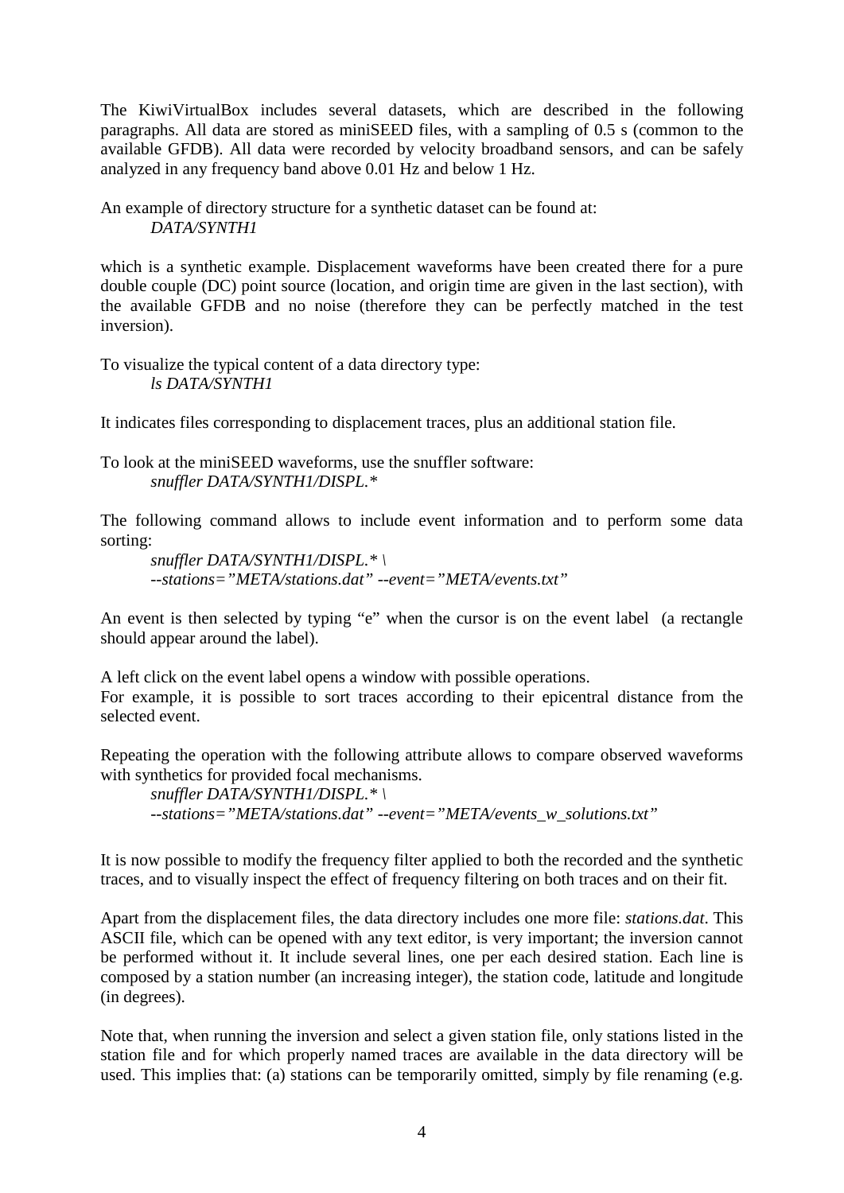The KiwiVirtualBox includes several datasets, which are described in the following paragraphs. All data are stored as miniSEED files, with a sampling of 0.5 s (common to the available GFDB). All data were recorded by velocity broadband sensors, and can be safely analyzed in any frequency band above 0.01 Hz and below 1 Hz.

An example of directory structure for a synthetic dataset can be found at:

*DATA/SYNTH1*

which is a synthetic example. Displacement waveforms have been created there for a pure double couple (DC) point source (location, and origin time are given in the last section), with the available GFDB and no noise (therefore they can be perfectly matched in the test inversion).

To visualize the typical content of a data directory type:

*ls DATA/SYNTH1*

It indicates files corresponding to displacement traces, plus an additional station file.

To look at the miniSEED waveforms, use the snuffler software:

*snuffler DATA/SYNTH1/DISPL.**

The following command allows to include event information and to perform some data sorting:

*snuffler DATA/SYNTH1/DISPL.* \*
*--stations="META/stations.dat" --event="META/events.txt"*

An event is then selected by typing "e" when the cursor is on the event label (a rectangle should appear around the label).

A left click on the event label opens a window with possible operations.
For example, it is possible to sort traces according to their epicentral distance from the selected event.

Repeating the operation with the following attribute allows to compare observed waveforms with synthetics for provided focal mechanisms.

*snuffler DATA/SYNTH1/DISPL.* \*
*--stations="META/stations.dat" --event="META/events_w_solutions.txt"*

It is now possible to modify the frequency filter applied to both the recorded and the synthetic traces, and to visually inspect the effect of frequency filtering on both traces and on their fit.

Apart from the displacement files, the data directory includes one more file: *stations.dat*. This ASCII file, which can be opened with any text editor, is very important; the inversion cannot be performed without it. It include several lines, one per each desired station. Each line is composed by a station number (an increasing integer), the station code, latitude and longitude (in degrees).

Note that, when running the inversion and select a given station file, only stations listed in the station file and for which properly named traces are available in the data directory will be used. This implies that: (a) stations can be temporarily omitted, simply by file renaming (e.g.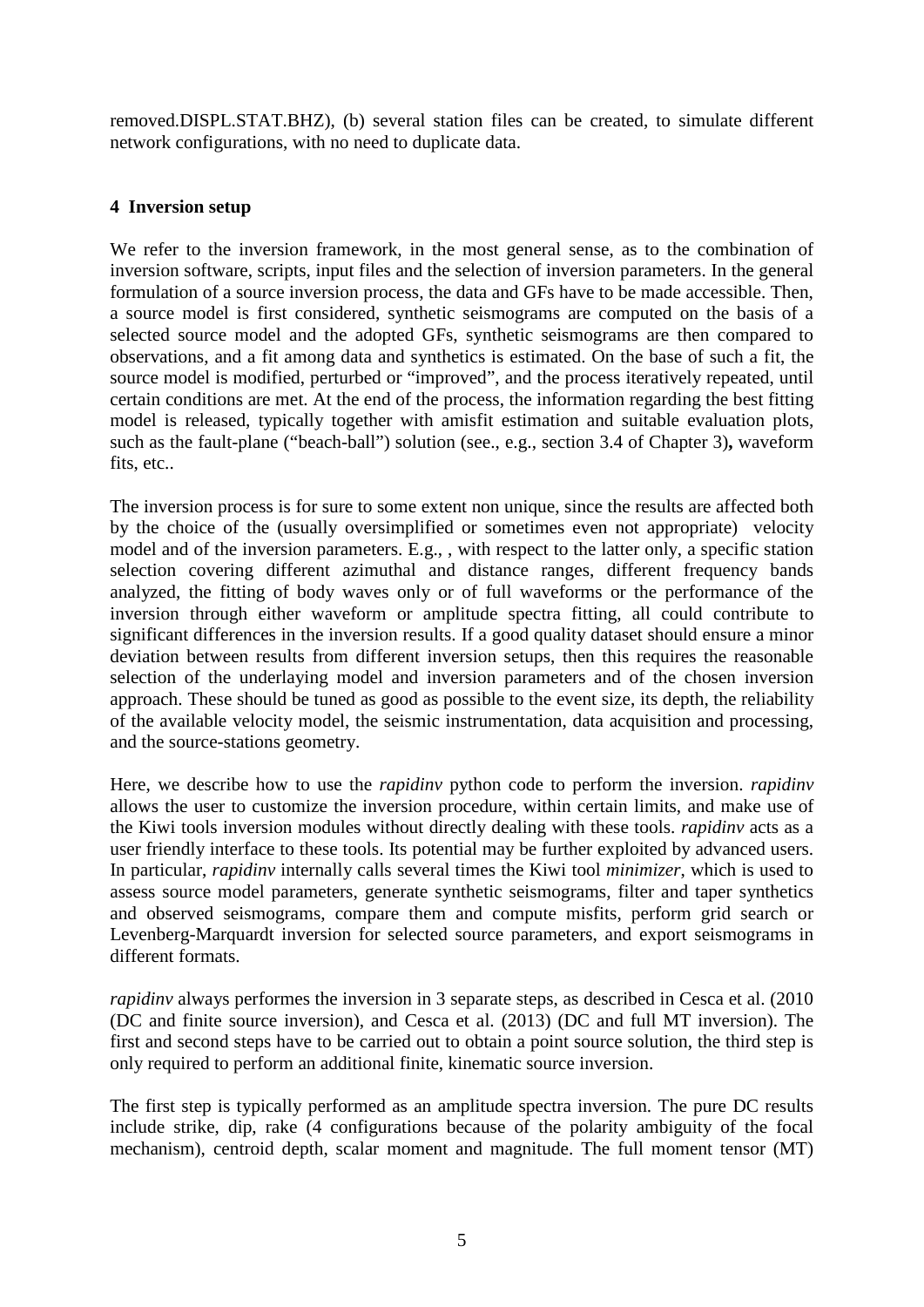removed.DISPL.STAT.BHZ), (b) several station files can be created, to simulate different network configurations, with no need to duplicate data.

## 4 Inversion setup

We refer to the inversion framework, in the most general sense, as to the combination of inversion software, scripts, input files and the selection of inversion parameters. In the general formulation of a source inversion process, the data and GFs have to be made accessible. Then, a source model is first considered, synthetic seismograms are computed on the basis of a selected source model and the adopted GFs, synthetic seismograms are then compared to observations, and a fit among data and synthetics is estimated. On the base of such a fit, the source model is modified, perturbed or "improved", and the process iteratively repeated, until certain conditions are met. At the end of the process, the information regarding the best fitting model is released, typically together with amisfit estimation and suitable evaluation plots, such as the fault-plane ("beach-ball") solution (see., e.g., section 3.4 of Chapter 3**),** waveform fits, etc..

The inversion process is for sure to some extent non unique, since the results are affected both by the choice of the (usually oversimplified or sometimes even not appropriate) velocity model and of the inversion parameters. E.g., , with respect to the latter only, a specific station selection covering different azimuthal and distance ranges, different frequency bands analyzed, the fitting of body waves only or of full waveforms or the performance of the inversion through either waveform or amplitude spectra fitting, all could contribute to significant differences in the inversion results. If a good quality dataset should ensure a minor deviation between results from different inversion setups, then this requires the reasonable selection of the underlaying model and inversion parameters and of the chosen inversion approach. These should be tuned as good as possible to the event size, its depth, the reliability of the available velocity model, the seismic instrumentation, data acquisition and processing, and the source-stations geometry.

Here, we describe how to use the *rapidinv* python code to perform the inversion. *rapidinv* allows the user to customize the inversion procedure, within certain limits, and make use of the Kiwi tools inversion modules without directly dealing with these tools. *rapidinv* acts as a user friendly interface to these tools. Its potential may be further exploited by advanced users. In particular, *rapidinv* internally calls several times the Kiwi tool *minimizer*, which is used to assess source model parameters, generate synthetic seismograms, filter and taper synthetics and observed seismograms, compare them and compute misfits, perform grid search or Levenberg-Marquardt inversion for selected source parameters, and export seismograms in different formats.

*rapidinv* always performes the inversion in 3 separate steps, as described in Cesca et al. (2010 (DC and finite source inversion), and Cesca et al. (2013) (DC and full MT inversion). The first and second steps have to be carried out to obtain a point source solution, the third step is only required to perform an additional finite, kinematic source inversion.

The first step is typically performed as an amplitude spectra inversion. The pure DC results include strike, dip, rake (4 configurations because of the polarity ambiguity of the focal mechanism), centroid depth, scalar moment and magnitude. The full moment tensor (MT)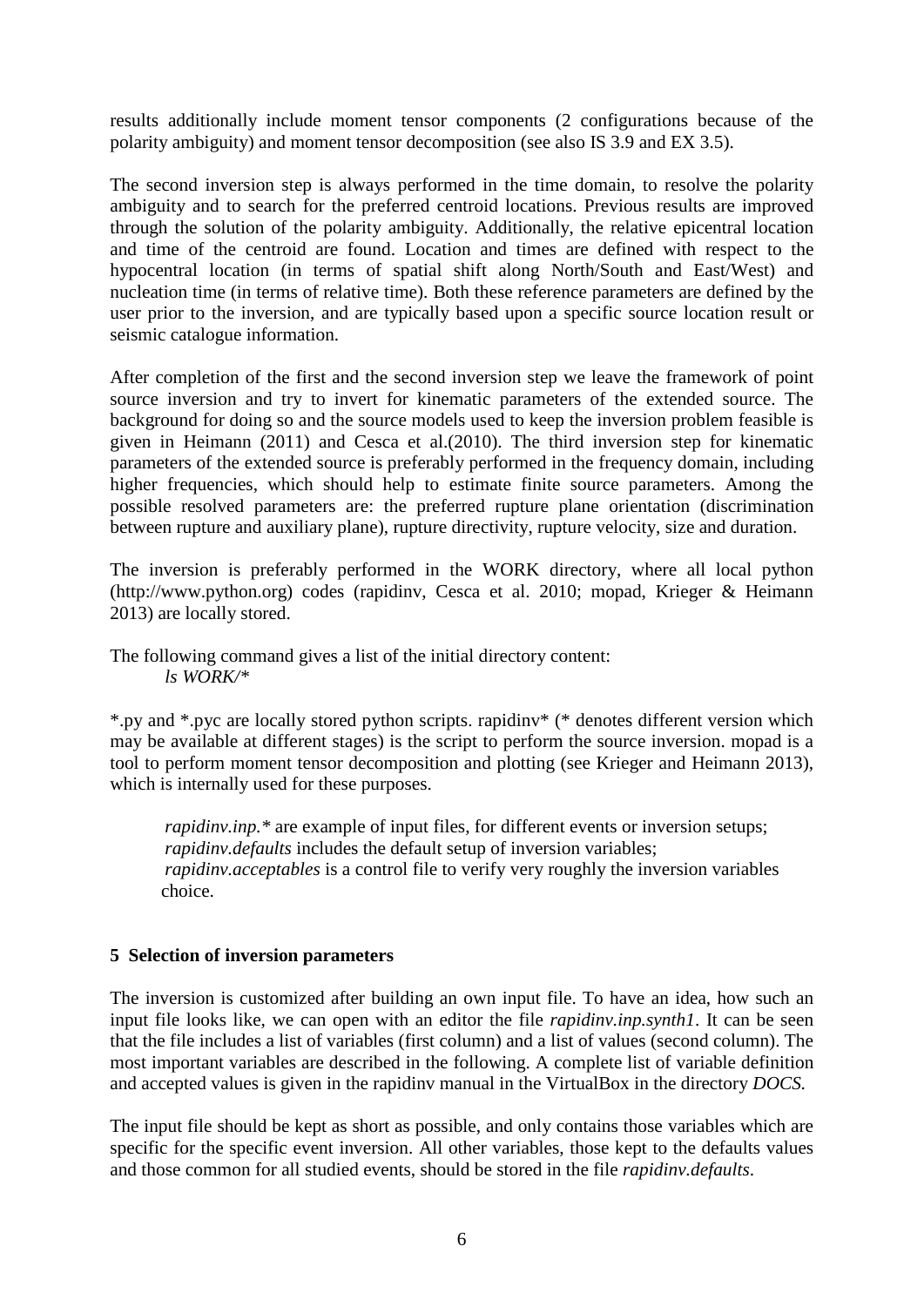results additionally include moment tensor components (2 configurations because of the polarity ambiguity) and moment tensor decomposition (see also IS 3.9 and EX 3.5).

The second inversion step is always performed in the time domain, to resolve the polarity ambiguity and to search for the preferred centroid locations. Previous results are improved through the solution of the polarity ambiguity. Additionally, the relative epicentral location and time of the centroid are found. Location and times are defined with respect to the hypocentral location (in terms of spatial shift along North/South and East/West) and nucleation time (in terms of relative time). Both these reference parameters are defined by the user prior to the inversion, and are typically based upon a specific source location result or seismic catalogue information.

After completion of the first and the second inversion step we leave the framework of point source inversion and try to invert for kinematic parameters of the extended source. The background for doing so and the source models used to keep the inversion problem feasible is given in Heimann (2011) and Cesca et al.(2010). The third inversion step for kinematic parameters of the extended source is preferably performed in the frequency domain, including higher frequencies, which should help to estimate finite source parameters. Among the possible resolved parameters are: the preferred rupture plane orientation (discrimination between rupture and auxiliary plane), rupture directivity, rupture velocity, size and duration.

The inversion is preferably performed in the WORK directory, where all local python (http://www.python.org) codes (rapidinv, Cesca et al. 2010; mopad, Krieger & Heimann 2013) are locally stored.

The following command gives a list of the initial directory content:

*ls WORK/**

*.py and *.pyc are locally stored python scripts. rapidinv* (* denotes different version which may be available at different stages) is the script to perform the source inversion. mopad is a tool to perform moment tensor decomposition and plotting (see Krieger and Heimann 2013), which is internally used for these purposes.

*rapidinv.inp.** are example of input files, for different events or inversion setups;
*rapidinv.defaults* includes the default setup of inversion variables;
*rapidinv.acceptables* is a control file to verify very roughly the inversion variables choice.

## 5 Selection of inversion parameters

The inversion is customized after building an own input file. To have an idea, how such an input file looks like, we can open with an editor the file *rapidinv.inp.synth1*. It can be seen that the file includes a list of variables (first column) and a list of values (second column). The most important variables are described in the following. A complete list of variable definition and accepted values is given in the rapidinv manual in the VirtualBox in the directory *DOCS.*

The input file should be kept as short as possible, and only contains those variables which are specific for the specific event inversion. All other variables, those kept to the defaults values and those common for all studied events, should be stored in the file *rapidinv.defaults*.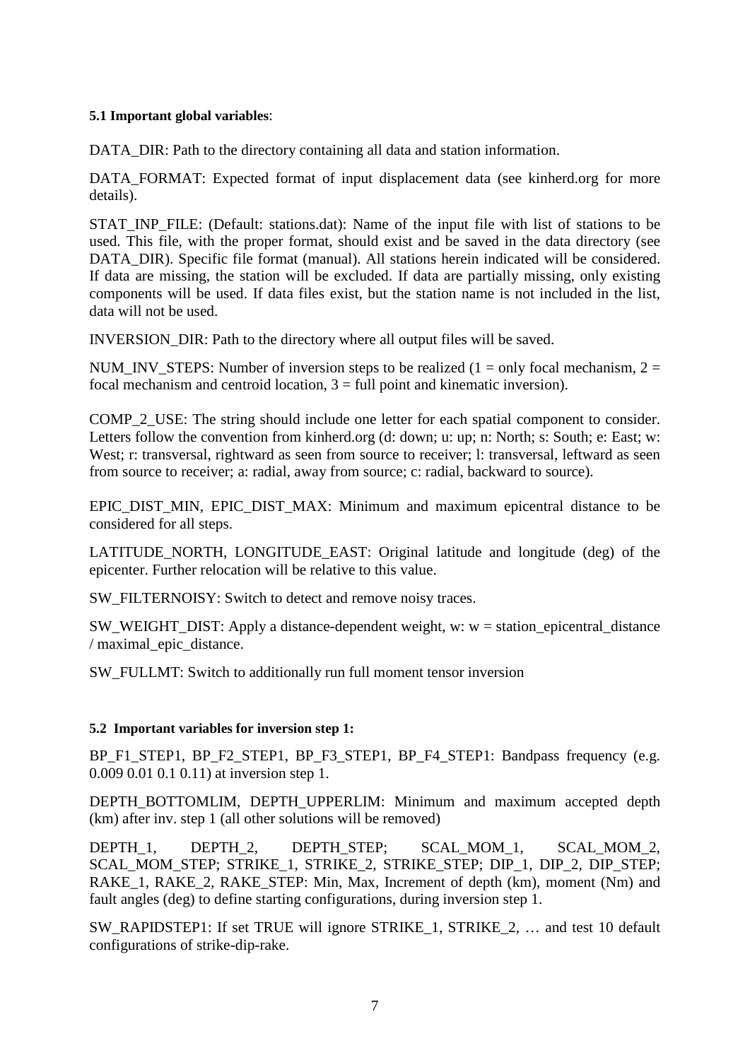**5.1 Important global variables**:

DATA_DIR: Path to the directory containing all data and station information.

DATA_FORMAT: Expected format of input displacement data (see kinherd.org for more details).

STAT_INP_FILE: (Default: stations.dat): Name of the input file with list of stations to be used. This file, with the proper format, should exist and be saved in the data directory (see DATA_DIR). Specific file format (manual). All stations herein indicated will be considered. If data are missing, the station will be excluded. If data are partially missing, only existing components will be used. If data files exist, but the station name is not included in the list, data will not be used.

INVERSION_DIR: Path to the directory where all output files will be saved.

NUM_INV_STEPS: Number of inversion steps to be realized (1 = only focal mechanism, 2 = focal mechanism and centroid location, 3 = full point and kinematic inversion).

COMP_2_USE: The string should include one letter for each spatial component to consider. Letters follow the convention from kinherd.org (d: down; u: up; n: North; s: South; e: East; w: West; r: transversal, rightward as seen from source to receiver; l: transversal, leftward as seen from source to receiver; a: radial, away from source; c: radial, backward to source).

EPIC_DIST_MIN, EPIC_DIST_MAX: Minimum and maximum epicentral distance to be considered for all steps.

LATITUDE_NORTH, LONGITUDE_EAST: Original latitude and longitude (deg) of the epicenter. Further relocation will be relative to this value.

SW_FILTERNOISY: Switch to detect and remove noisy traces.

SW_WEIGHT_DIST: Apply a distance-dependent weight, w: w = station_epicentral_distance / maximal_epic_distance.

SW_FULLMT: Switch to additionally run full moment tensor inversion

**5.2 Important variables for inversion step 1:**

BP_F1_STEP1, BP_F2_STEP1, BP_F3_STEP1, BP_F4_STEP1: Bandpass frequency (e.g. 0.009 0.01 0.1 0.11) at inversion step 1.

DEPTH_BOTTOMLIM, DEPTH_UPPERLIM: Minimum and maximum accepted depth (km) after inv. step 1 (all other solutions will be removed)

DEPTH_1, DEPTH_2, DEPTH_STEP; SCAL_MOM_1, SCAL_MOM_2, SCAL_MOM_STEP; STRIKE_1, STRIKE_2, STRIKE_STEP; DIP_1, DIP_2, DIP_STEP; RAKE_1, RAKE_2, RAKE_STEP: Min, Max, Increment of depth (km), moment (Nm) and fault angles (deg) to define starting configurations, during inversion step 1.

SW_RAPIDSTEP1: If set TRUE will ignore STRIKE_1, STRIKE_2, … and test 10 default configurations of strike-dip-rake.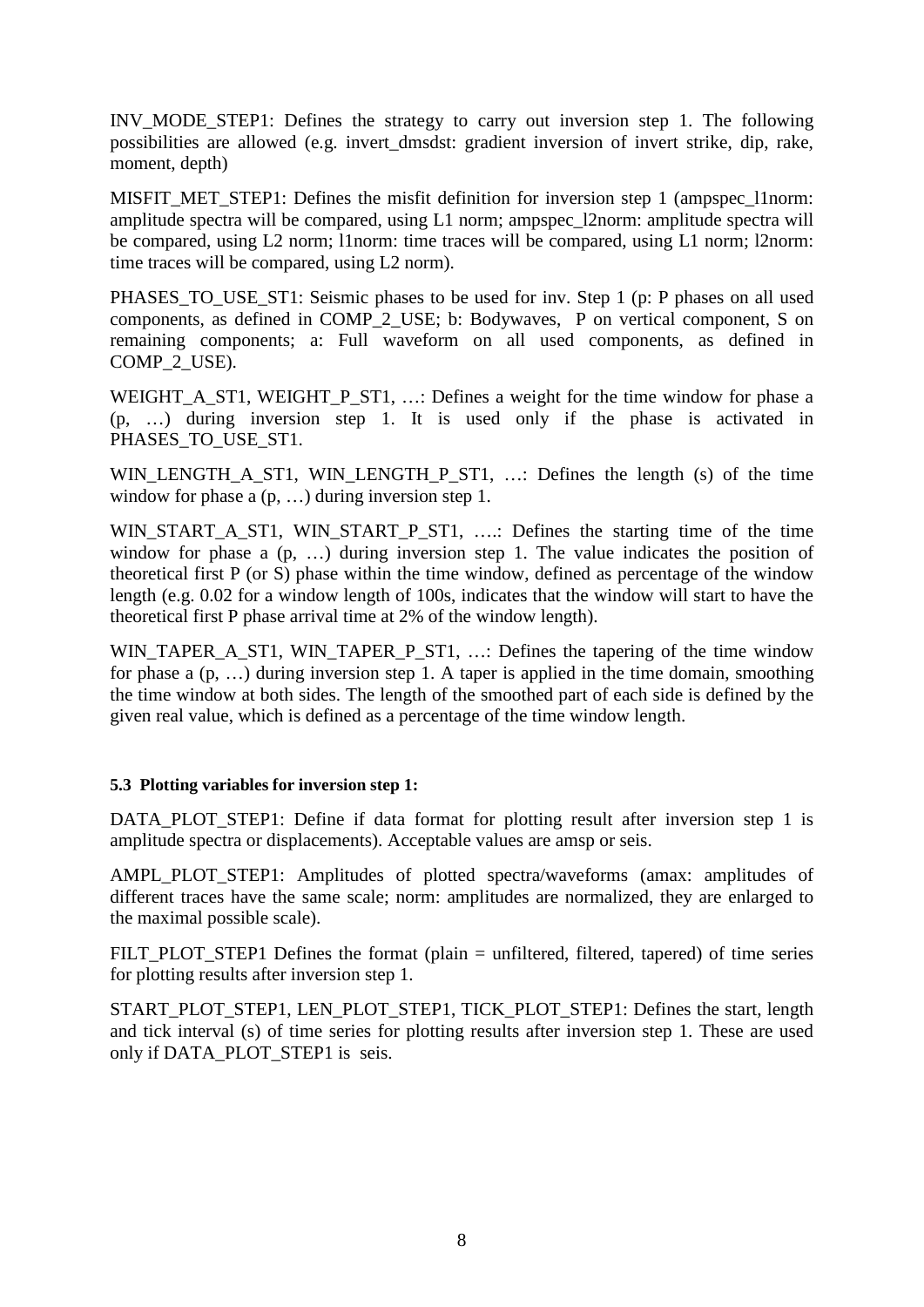INV_MODE_STEP1: Defines the strategy to carry out inversion step 1. The following possibilities are allowed (e.g. invert_dmsdst: gradient inversion of invert strike, dip, rake, moment, depth)

MISFIT_MET_STEP1: Defines the misfit definition for inversion step 1 (ampspec_l1norm: amplitude spectra will be compared, using L1 norm; ampspec_l2norm: amplitude spectra will be compared, using L2 norm; l1norm: time traces will be compared, using L1 norm; l2norm: time traces will be compared, using L2 norm).

PHASES_TO_USE_ST1: Seismic phases to be used for inv. Step 1 (p: P phases on all used components, as defined in COMP_2_USE; b: Bodywaves, P on vertical component, S on remaining components; a: Full waveform on all used components, as defined in COMP_2_USE).

WEIGHT_A_ST1, WEIGHT_P_ST1, …: Defines a weight for the time window for phase a (p, …) during inversion step 1. It is used only if the phase is activated in PHASES_TO_USE_ST1.

WIN_LENGTH_A_ST1, WIN_LENGTH_P_ST1, …: Defines the length (s) of the time window for phase a (p, …) during inversion step 1.

WIN_START_A_ST1, WIN_START_P_ST1, ….: Defines the starting time of the time window for phase a (p, …) during inversion step 1. The value indicates the position of theoretical first P (or S) phase within the time window, defined as percentage of the window length (e.g. 0.02 for a window length of 100s, indicates that the window will start to have the theoretical first P phase arrival time at 2% of the window length).

WIN_TAPER_A_ST1, WIN_TAPER_P_ST1, …: Defines the tapering of the time window for phase a (p, …) during inversion step 1. A taper is applied in the time domain, smoothing the time window at both sides. The length of the smoothed part of each side is defined by the given real value, which is defined as a percentage of the time window length.

### 5.3 Plotting variables for inversion step 1:

DATA_PLOT_STEP1: Define if data format for plotting result after inversion step 1 is amplitude spectra or displacements). Acceptable values are amsp or seis.

AMPL_PLOT_STEP1: Amplitudes of plotted spectra/waveforms (amax: amplitudes of different traces have the same scale; norm: amplitudes are normalized, they are enlarged to the maximal possible scale).

FILT_PLOT_STEP1 Defines the format (plain = unfiltered, filtered, tapered) of time series for plotting results after inversion step 1.

START_PLOT_STEP1, LEN_PLOT_STEP1, TICK_PLOT_STEP1: Defines the start, length and tick interval (s) of time series for plotting results after inversion step 1. These are used only if DATA_PLOT_STEP1 is seis.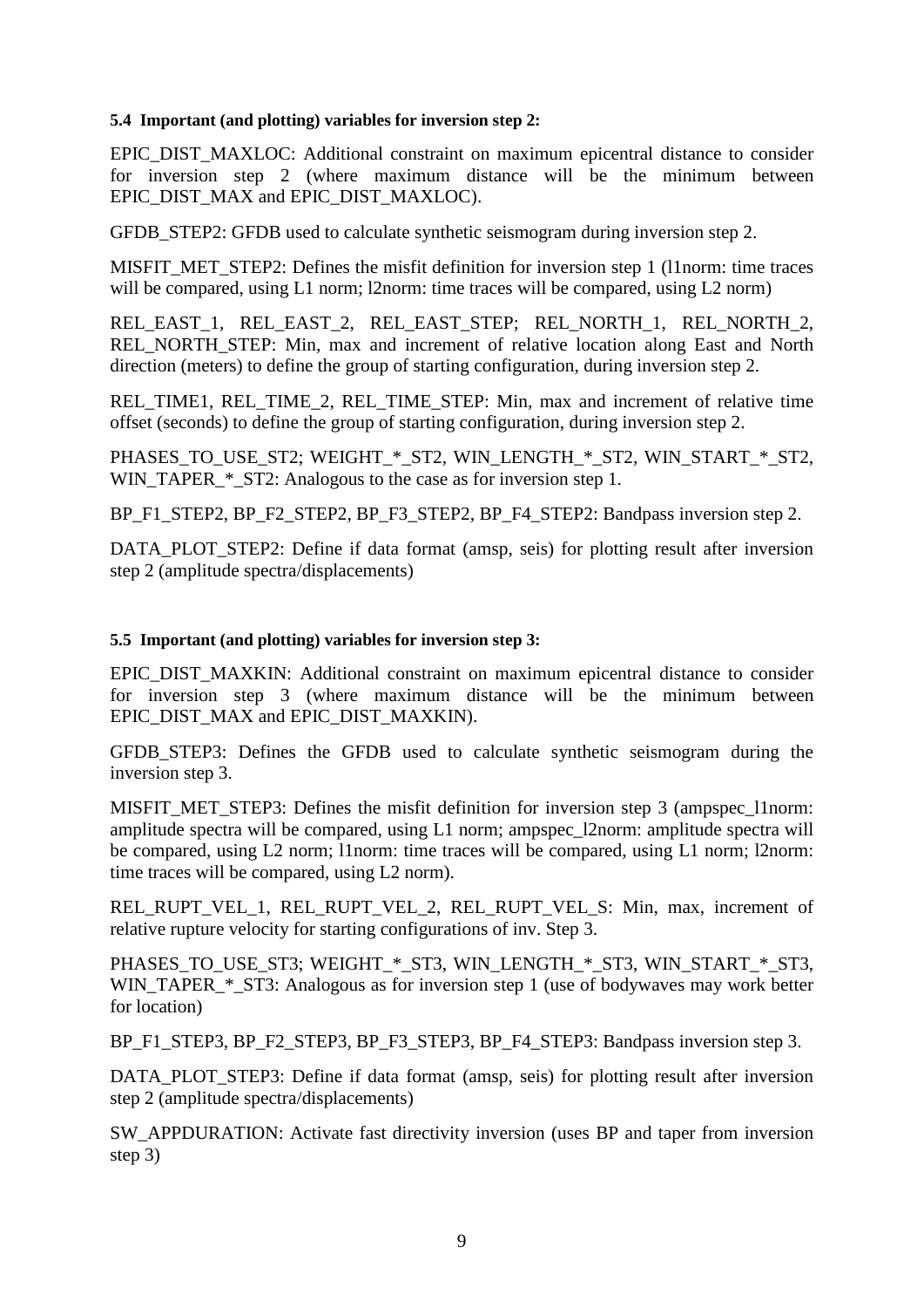### 5.4 Important (and plotting) variables for inversion step 2:

EPIC_DIST_MAXLOC: Additional constraint on maximum epicentral distance to consider for inversion step 2 (where maximum distance will be the minimum between EPIC_DIST_MAX and EPIC_DIST_MAXLOC).

GFDB_STEP2: GFDB used to calculate synthetic seismogram during inversion step 2.

MISFIT_MET_STEP2: Defines the misfit definition for inversion step 1 (l1norm: time traces will be compared, using L1 norm; l2norm: time traces will be compared, using L2 norm)

REL_EAST_1, REL_EAST_2, REL_EAST_STEP; REL_NORTH_1, REL_NORTH_2, REL_NORTH_STEP: Min, max and increment of relative location along East and North direction (meters) to define the group of starting configuration, during inversion step 2.

REL_TIME1, REL_TIME_2, REL_TIME_STEP: Min, max and increment of relative time offset (seconds) to define the group of starting configuration, during inversion step 2.

PHASES_TO_USE_ST2; WEIGHT_*_ST2, WIN_LENGTH_*_ST2, WIN_START_*_ST2, WIN_TAPER_*_ST2: Analogous to the case as for inversion step 1.

BP_F1_STEP2, BP_F2_STEP2, BP_F3_STEP2, BP_F4_STEP2: Bandpass inversion step 2.

DATA_PLOT_STEP2: Define if data format (amsp, seis) for plotting result after inversion step 2 (amplitude spectra/displacements)

### 5.5 Important (and plotting) variables for inversion step 3:

EPIC_DIST_MAXKIN: Additional constraint on maximum epicentral distance to consider for inversion step 3 (where maximum distance will be the minimum between EPIC_DIST_MAX and EPIC_DIST_MAXKIN).

GFDB_STEP3: Defines the GFDB used to calculate synthetic seismogram during the inversion step 3.

MISFIT_MET_STEP3: Defines the misfit definition for inversion step 3 (ampspec_l1norm: amplitude spectra will be compared, using L1 norm; ampspec_l2norm: amplitude spectra will be compared, using L2 norm; l1norm: time traces will be compared, using L1 norm; l2norm: time traces will be compared, using L2 norm).

REL_RUPT_VEL_1, REL_RUPT_VEL_2, REL_RUPT_VEL_S: Min, max, increment of relative rupture velocity for starting configurations of inv. Step 3.

PHASES_TO_USE_ST3; WEIGHT_*_ST3, WIN_LENGTH_*_ST3, WIN_START_*_ST3, WIN_TAPER_*_ST3: Analogous as for inversion step 1 (use of bodywaves may work better for location)

BP_F1_STEP3, BP_F2_STEP3, BP_F3_STEP3, BP_F4_STEP3: Bandpass inversion step 3.

DATA_PLOT_STEP3: Define if data format (amsp, seis) for plotting result after inversion step 2 (amplitude spectra/displacements)

SW_APPDURATION: Activate fast directivity inversion (uses BP and taper from inversion step 3)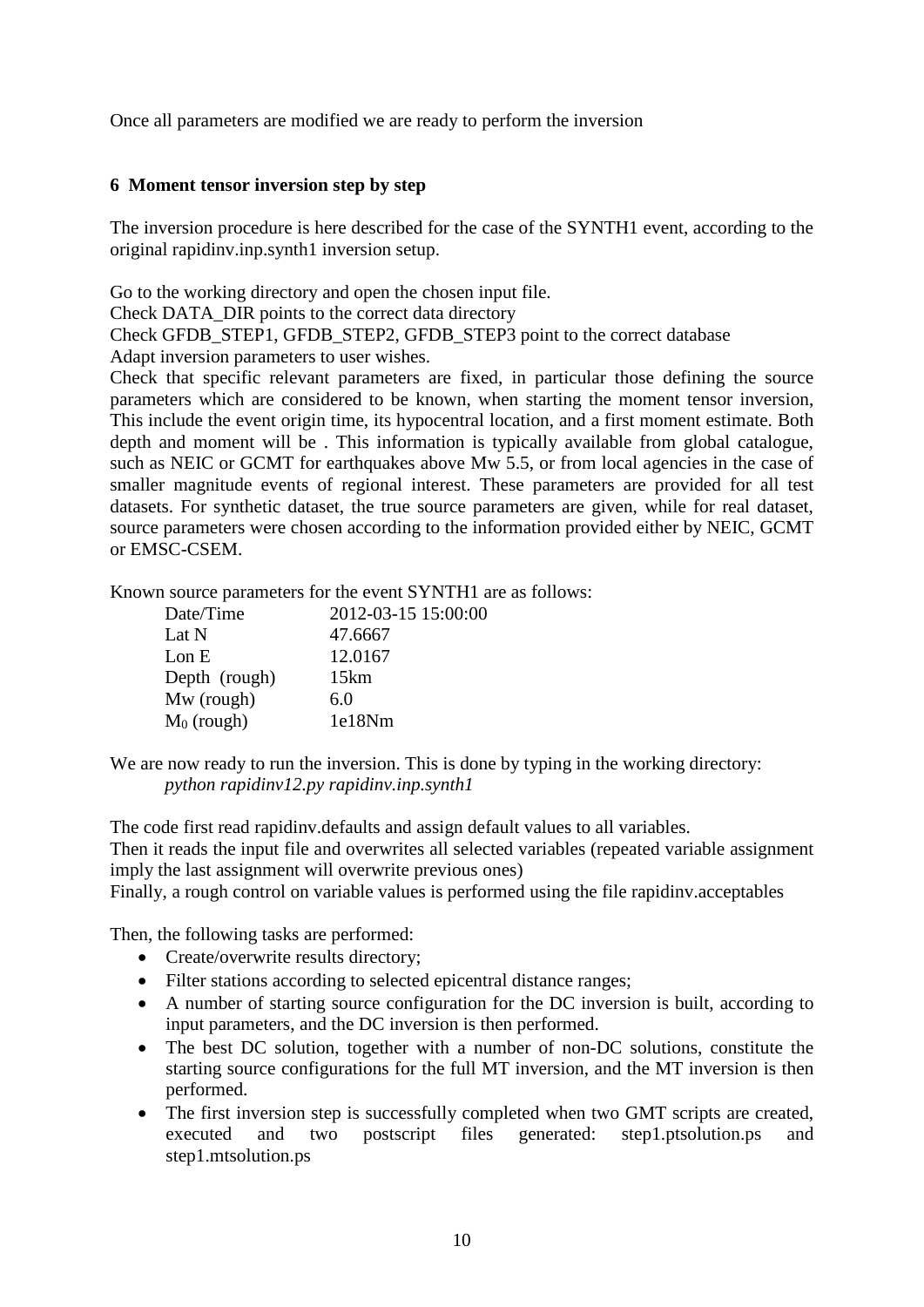Once all parameters are modified we are ready to perform the inversion

## 6 Moment tensor inversion step by step

The inversion procedure is here described for the case of the SYNTH1 event, according to the original rapidinv.inp.synth1 inversion setup.

Go to the working directory and open the chosen input file.
Check DATA_DIR points to the correct data directory
Check GFDB_STEP1, GFDB_STEP2, GFDB_STEP3 point to the correct database
Adapt inversion parameters to user wishes.
Check that specific relevant parameters are fixed, in particular those defining the source parameters which are considered to be known, when starting the moment tensor inversion, This include the event origin time, its hypocentral location, and a first moment estimate. Both depth and moment will be . This information is typically available from global catalogue, such as NEIC or GCMT for earthquakes above Mw 5.5, or from local agencies in the case of smaller magnitude events of regional interest. These parameters are provided for all test datasets. For synthetic dataset, the true source parameters are given, while for real dataset, source parameters were chosen according to the information provided either by NEIC, GCMT or EMSC-CSEM.

Known source parameters for the event SYNTH1 are as follows:

| | |
|---|---|
| Date/Time | 2012-03-15 15:00:00 |
| Lat N | 47.6667 |
| Lon E | 12.0167 |
| Depth (rough) | 15km |
| Mw (rough) | 6.0 |
| $M_0$ (rough) | 1e18Nm |

We are now ready to run the inversion. This is done by typing in the working directory:
*python rapidinv12.py rapidinv.inp.synth1*

The code first read rapidinv.defaults and assign default values to all variables.
Then it reads the input file and overwrites all selected variables (repeated variable assignment imply the last assignment will overwrite previous ones)
Finally, a rough control on variable values is performed using the file rapidinv.acceptables

Then, the following tasks are performed:

- Create/overwrite results directory;
- Filter stations according to selected epicentral distance ranges;
- A number of starting source configuration for the DC inversion is built, according to input parameters, and the DC inversion is then performed.
- The best DC solution, together with a number of non-DC solutions, constitute the starting source configurations for the full MT inversion, and the MT inversion is then performed.
- The first inversion step is successfully completed when two GMT scripts are created, executed and two postscript files generated: step1.ptsolution.ps and step1.mtsolution.ps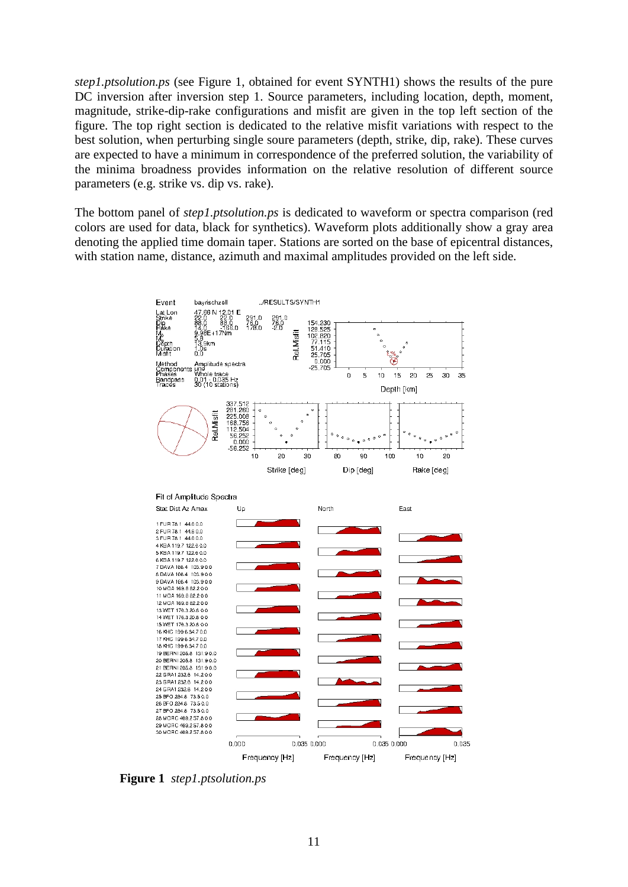*step1.ptsolution.ps* (see Figure 1, obtained for event SYNTH1) shows the results of the pure DC inversion after inversion step 1. Source parameters, including location, depth, moment, magnitude, strike-dip-rake configurations and misfit are given in the top left section of the figure. The top right section is dedicated to the relative misfit variations with respect to the best solution, when perturbing single soure parameters (depth, strike, dip, rake). These curves are expected to have a minimum in correspondence of the preferred solution, the variability of the minima broadness provides information on the relative resolution of different source parameters (e.g. strike vs. dip vs. rake).

The bottom panel of *step1.ptsolution.ps* is dedicated to waveform or spectra comparison (red colors are used for data, black for synthetics). Waveform plots additionally show a gray area denoting the applied time domain taper. Stations are sorted on the base of epicentral distances, with station name, distance, azimuth and maximal amplitudes provided on the left side.

**Figure 1** *step1.ptsolution.ps*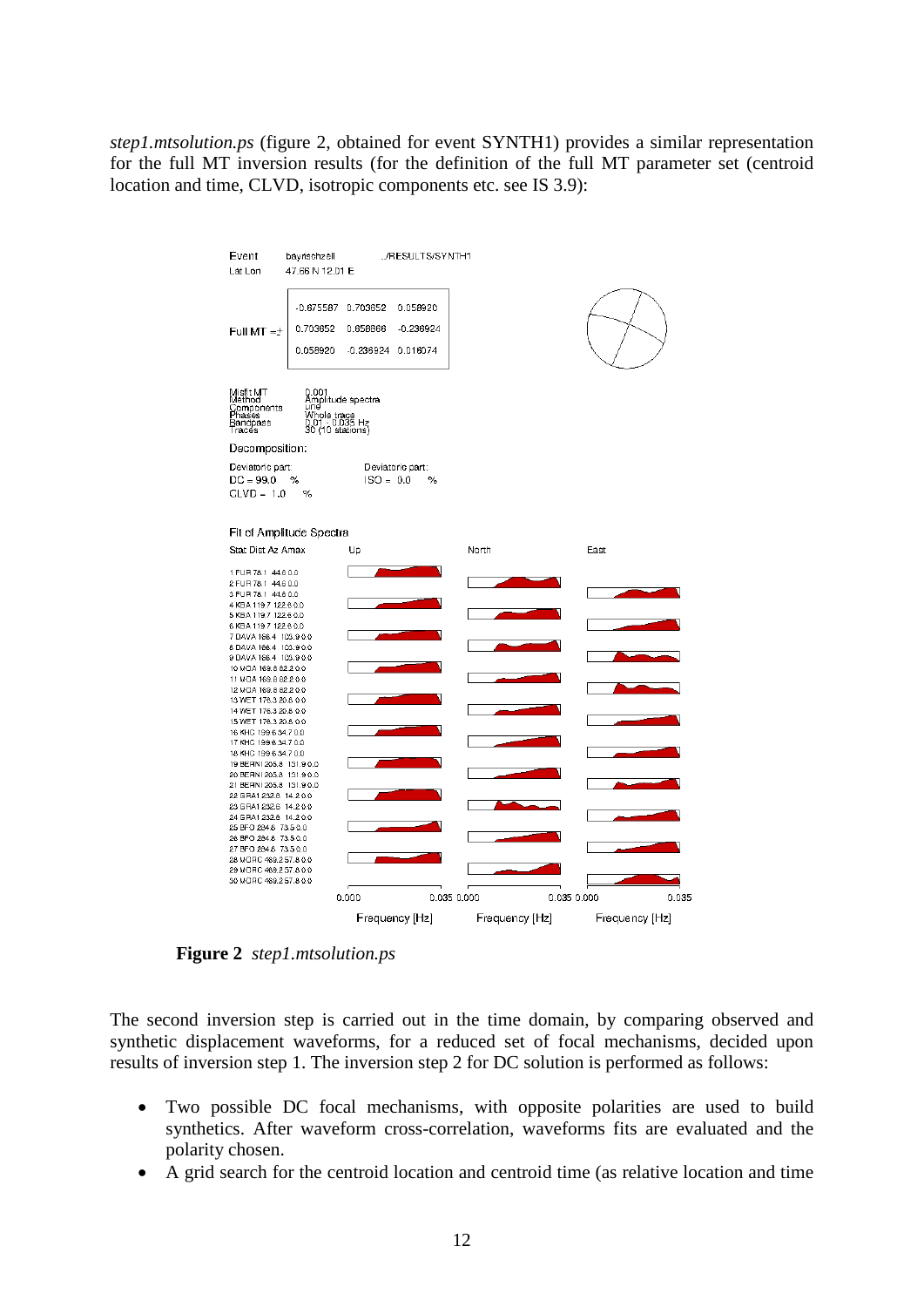*step1.mtsolution.ps* (figure 2, obtained for event SYNTH1) provides a similar representation for the full MT inversion results (for the definition of the full MT parameter set (centroid location and time, CLVD, isotropic components etc. see IS 3.9):

**Figure 2** *step1.mtsolution.ps*

The second inversion step is carried out in the time domain, by comparing observed and synthetic displacement waveforms, for a reduced set of focal mechanisms, decided upon results of inversion step 1. The inversion step 2 for DC solution is performed as follows:

- Two possible DC focal mechanisms, with opposite polarities are used to build synthetics. After waveform cross-correlation, waveforms fits are evaluated and the polarity chosen.
- A grid search for the centroid location and centroid time (as relative location and time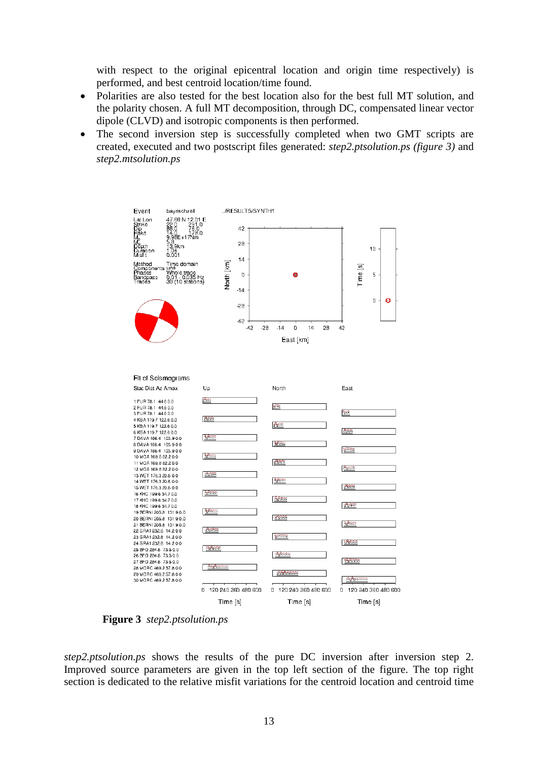with respect to the original epicentral location and origin time respectively) is performed, and best centroid location/time found.

- Polarities are also tested for the best location also for the best full MT solution, and the polarity chosen. A full MT decomposition, through DC, compensated linear vector dipole (CLVD) and isotropic components is then performed.
- The second inversion step is successfully completed when two GMT scripts are created, executed and two postscript files generated: *step2.ptsolution.ps (figure 3)* and *step2.mtsolution.ps*

**Figure 3** *step2.ptsolution.ps*

*step2.ptsolution.ps* shows the results of the pure DC inversion after inversion step 2. Improved source parameters are given in the top left section of the figure. The top right section is dedicated to the relative misfit variations for the centroid location and centroid time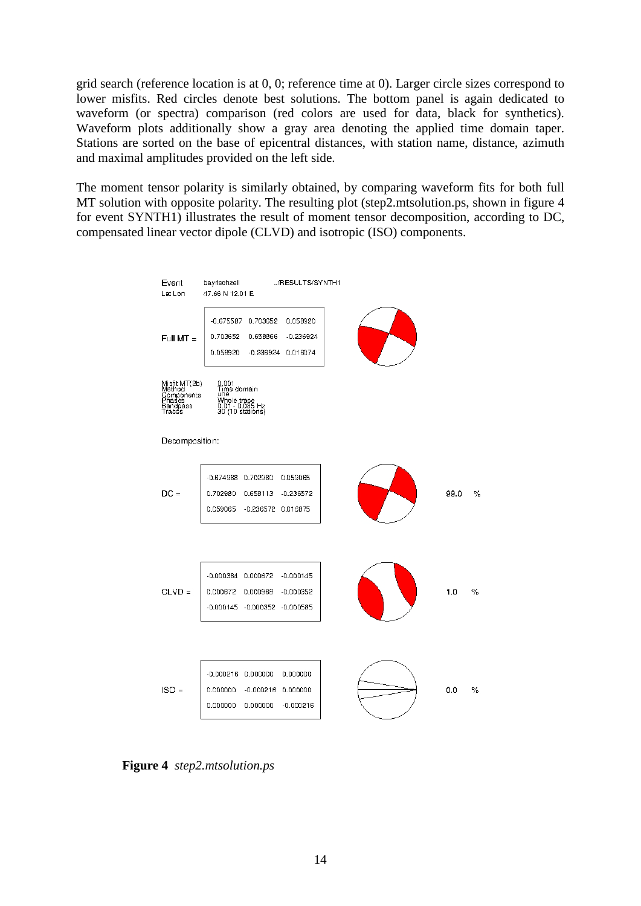grid search (reference location is at 0, 0; reference time at 0). Larger circle sizes correspond to lower misfits. Red circles denote best solutions. The bottom panel is again dedicated to waveform (or spectra) comparison (red colors are used for data, black for synthetics). Waveform plots additionally show a gray area denoting the applied time domain taper. Stations are sorted on the base of epicentral distances, with station name, distance, azimuth and maximal amplitudes provided on the left side.

The moment tensor polarity is similarly obtained, by comparing waveform fits for both full MT solution with opposite polarity. The resulting plot (step2.mtsolution.ps, shown in figure 4 for event SYNTH1) illustrates the result of moment tensor decomposition, according to DC, compensated linear vector dipole (CLVD) and isotropic (ISO) components.

Event bayrischzell ../RESULTS/SYNTH1
Lat Lon 47.66 N 12.01 E

Full MT =

| | | |
|---|---|---|
| -0.675587 | 0.703652 | 0.058920 |
| 0.703652 | 0.658866 | -0.236924 |
| 0.058920 | -0.236924 | 0.016074 |

Misfit MT(2b) 0.001
Method Time domain
Components une
Phases Whole trace
Bandpass 0.01 - 0.035 Hz
Traces 30 (10 stations)

Decomposition:

DC = (99.0 %)

| | | |
|---|---|---|
| -0.674988 | 0.702980 | 0.059065 |
| 0.702980 | 0.658113 | -0.236572 |
| 0.059065 | -0.236572 | 0.016875 |

CLVD = (1.0 %)

| | | |
|---|---|---|
| -0.000384 | 0.000672 | -0.000145 |
| 0.000672 | 0.000968 | -0.000352 |
| -0.000145 | -0.000352 | -0.000585 |

ISO = (0.0 %)

| | | |
|---|---|---|
| -0.000216 | 0.000000 | 0.000000 |
| 0.000000 | -0.000216 | 0.000000 |
| 0.000000 | 0.000000 | -0.000216 |

**Figure 4** *step2.mtsolution.ps*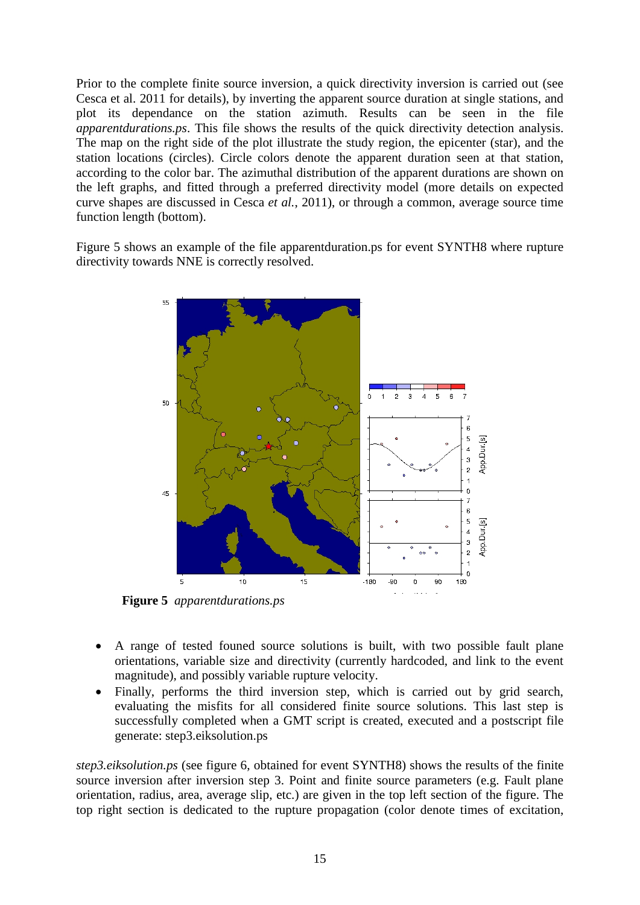Prior to the complete finite source inversion, a quick directivity inversion is carried out (see Cesca et al. 2011 for details), by inverting the apparent source duration at single stations, and plot its dependance on the station azimuth. Results can be seen in the file *apparentdurations.ps*. This file shows the results of the quick directivity detection analysis. The map on the right side of the plot illustrate the study region, the epicenter (star), and the station locations (circles). Circle colors denote the apparent duration seen at that station, according to the color bar. The azimuthal distribution of the apparent durations are shown on the left graphs, and fitted through a preferred directivity model (more details on expected curve shapes are discussed in Cesca *et al.*, 2011), or through a common, average source time function length (bottom).

Figure 5 shows an example of the file apparentduration.ps for event SYNTH8 where rupture directivity towards NNE is correctly resolved.

**Figure 5** *apparentdurations.ps*

- A range of tested founed source solutions is built, with two possible fault plane orientations, variable size and directivity (currently hardcoded, and link to the event magnitude), and possibly variable rupture velocity.
- Finally, performs the third inversion step, which is carried out by grid search, evaluating the misfits for all considered finite source solutions. This last step is successfully completed when a GMT script is created, executed and a postscript file generate: step3.eiksolution.ps

*step3.eiksolution.ps* (see figure 6, obtained for event SYNTH8) shows the results of the finite source inversion after inversion step 3. Point and finite source parameters (e.g. Fault plane orientation, radius, area, average slip, etc.) are given in the top left section of the figure. The top right section is dedicated to the rupture propagation (color denote times of excitation,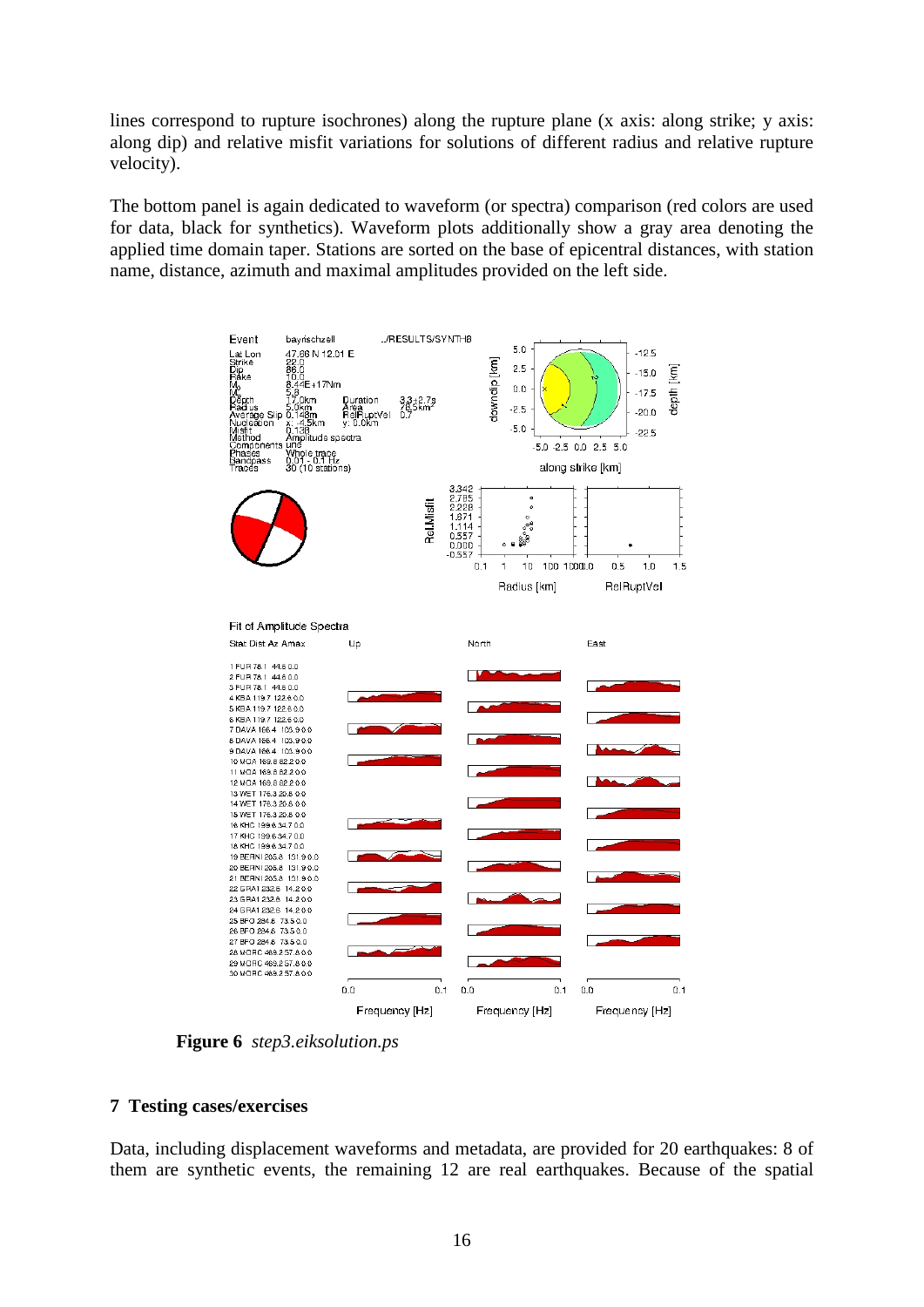lines correspond to rupture isochrones) along the rupture plane (x axis: along strike; y axis: along dip) and relative misfit variations for solutions of different radius and relative rupture velocity).

The bottom panel is again dedicated to waveform (or spectra) comparison (red colors are used for data, black for synthetics). Waveform plots additionally show a gray area denoting the applied time domain taper. Stations are sorted on the base of epicentral distances, with station name, distance, azimuth and maximal amplitudes provided on the left side.

**Figure 6** *step3.eiksolution.ps*

## 7 Testing cases/exercises

Data, including displacement waveforms and metadata, are provided for 20 earthquakes: 8 of them are synthetic events, the remaining 12 are real earthquakes. Because of the spatial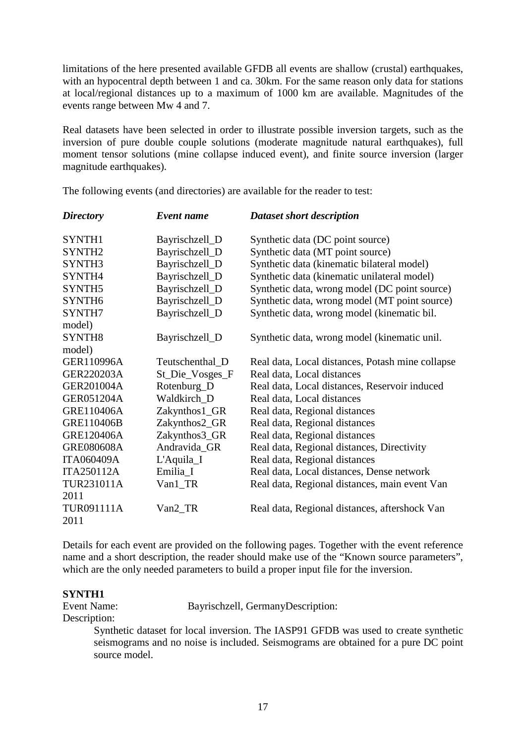limitations of the here presented available GFDB all events are shallow (crustal) earthquakes, with an hypocentral depth between 1 and ca. 30km. For the same reason only data for stations at local/regional distances up to a maximum of 1000 km are available. Magnitudes of the events range between Mw 4 and 7.

Real datasets have been selected in order to illustrate possible inversion targets, such as the inversion of pure double couple solutions (moderate magnitude natural earthquakes), full moment tensor solutions (mine collapse induced event), and finite source inversion (larger magnitude earthquakes).

The following events (and directories) are available for the reader to test:

| *Directory* | *Event name* | *Dataset short description* |
|---|---|---|
| SYNTH1 | Bayrischzell_D | Synthetic data (DC point source) |
| SYNTH2 | Bayrischzell_D | Synthetic data (MT point source) |
| SYNTH3 | Bayrischzell_D | Synthetic data (kinematic bilateral model) |
| SYNTH4 | Bayrischzell_D | Synthetic data (kinematic unilateral model) |
| SYNTH5 | Bayrischzell_D | Synthetic data, wrong model (DC point source) |
| SYNTH6 | Bayrischzell_D | Synthetic data, wrong model (MT point source) |
| SYNTH7 | Bayrischzell_D | Synthetic data, wrong model (kinematic bil. model) |
| SYNTH8 | Bayrischzell_D | Synthetic data, wrong model (kinematic unil. model) |
| GER110996A | Teutschenthal_D | Real data, Local distances, Potash mine collapse |
| GER220203A | St_Die_Vosges_F | Real data, Local distances |
| GER201004A | Rotenburg_D | Real data, Local distances, Reservoir induced |
| GER051204A | Waldkirch_D | Real data, Local distances |
| GRE110406A | Zakynthos1_GR | Real data, Regional distances |
| GRE110406B | Zakynthos2_GR | Real data, Regional distances |
| GRE120406A | Zakynthos3_GR | Real data, Regional distances |
| GRE080608A | Andravida_GR | Real data, Regional distances, Directivity |
| ITA060409A | L'Aquila_I | Real data, Regional distances |
| ITA250112A | Emilia_I | Real data, Local distances, Dense network |
| TUR231011A | Van1_TR | Real data, Regional distances, main event Van 2011 |
| TUR091111A | Van2_TR | Real data, Regional distances, aftershock Van 2011 |

Details for each event are provided on the following pages. Together with the event reference name and a short description, the reader should make use of the "Known source parameters", which are the only needed parameters to build a proper input file for the inversion.

**SYNTH1**

Event Name: Bayrischzell, GermanyDescription:

Description:

Synthetic dataset for local inversion. The IASP91 GFDB was used to create synthetic seismograms and no noise is included. Seismograms are obtained for a pure DC point source model.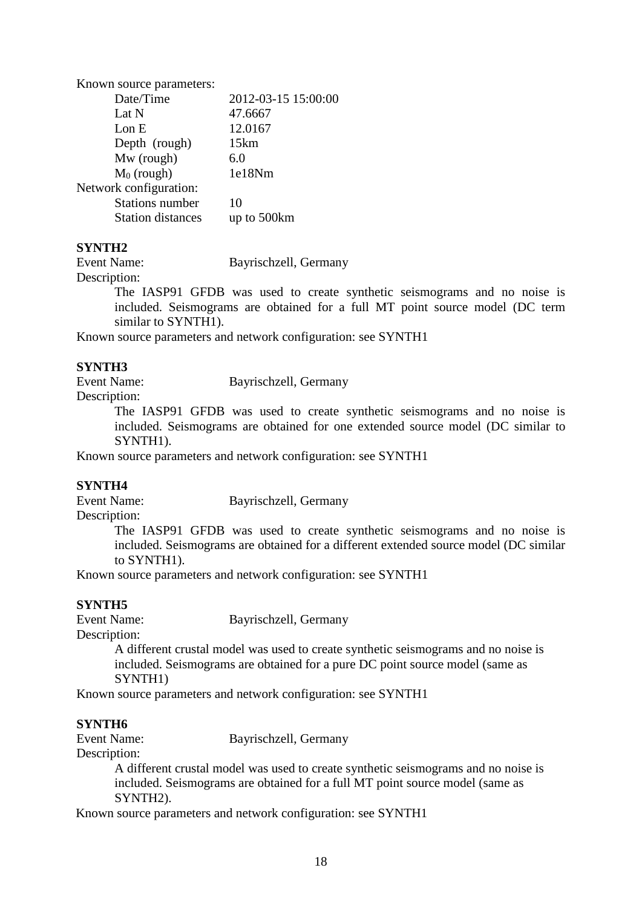Known source parameters:

| | |
|---|---|
| Date/Time | 2012-03-15 15:00:00 |
| Lat N | 47.6667 |
| Lon E | 12.0167 |
| Depth (rough) | 15km |
| Mw (rough) | 6.0 |
| $M_0$ (rough) | 1e18Nm |

Network configuration:

| | |
|---|---|
| Stations number | 10 |
| Station distances | up to 500km |

**SYNTH2**

Event Name: Bayrischzell, Germany

Description:

The IASP91 GFDB was used to create synthetic seismograms and no noise is included. Seismograms are obtained for a full MT point source model (DC term similar to SYNTH1).

Known source parameters and network configuration: see SYNTH1

**SYNTH3**

Event Name: Bayrischzell, Germany

Description:

The IASP91 GFDB was used to create synthetic seismograms and no noise is included. Seismograms are obtained for one extended source model (DC similar to SYNTH1).

Known source parameters and network configuration: see SYNTH1

**SYNTH4**

Event Name: Bayrischzell, Germany

Description:

The IASP91 GFDB was used to create synthetic seismograms and no noise is included. Seismograms are obtained for a different extended source model (DC similar to SYNTH1).

Known source parameters and network configuration: see SYNTH1

**SYNTH5**

Event Name: Bayrischzell, Germany

Description:

A different crustal model was used to create synthetic seismograms and no noise is included. Seismograms are obtained for a pure DC point source model (same as SYNTH1)

Known source parameters and network configuration: see SYNTH1

**SYNTH6**

Event Name: Bayrischzell, Germany

Description:

A different crustal model was used to create synthetic seismograms and no noise is included. Seismograms are obtained for a full MT point source model (same as SYNTH2).

Known source parameters and network configuration: see SYNTH1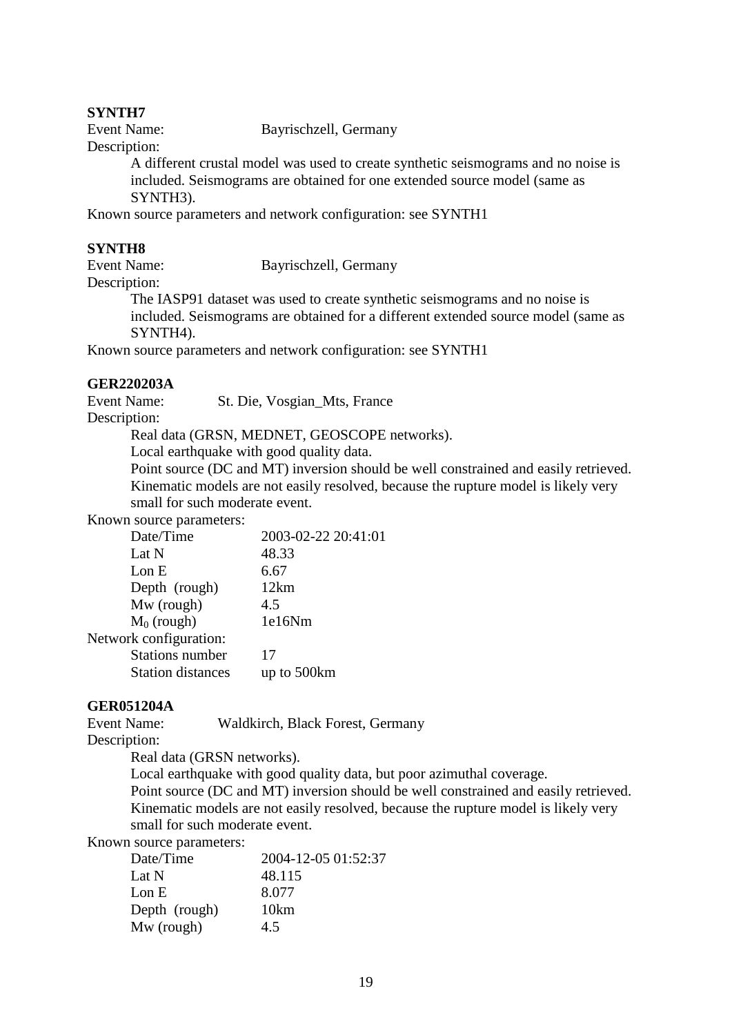**SYNTH7**

Event Name: Bayrischzell, Germany

Description:

A different crustal model was used to create synthetic seismograms and no noise is included. Seismograms are obtained for one extended source model (same as SYNTH3).

Known source parameters and network configuration: see SYNTH1

**SYNTH8**

Event Name: Bayrischzell, Germany

Description:

The IASP91 dataset was used to create synthetic seismograms and no noise is included. Seismograms are obtained for a different extended source model (same as SYNTH4).

Known source parameters and network configuration: see SYNTH1

**GER220203A**

Event Name: St. Die, Vosgian_Mts, France

Description:

Real data (GRSN, MEDNET, GEOSCOPE networks).
Local earthquake with good quality data.
Point source (DC and MT) inversion should be well constrained and easily retrieved.
Kinematic models are not easily resolved, because the rupture model is likely very small for such moderate event.

Known source parameters:

| | |
|---|---|
| Date/Time | 2003-02-22 20:41:01 |
| Lat N | 48.33 |
| Lon E | 6.67 |
| Depth (rough) | 12km |
| Mw (rough) | 4.5 |
| $M_0$ (rough) | 1e16Nm |

Network configuration:

| | |
|---|---|
| Stations number | 17 |
| Station distances | up to 500km |

**GER051204A**

Event Name: Waldkirch, Black Forest, Germany

Description:

Real data (GRSN networks).
Local earthquake with good quality data, but poor azimuthal coverage.
Point source (DC and MT) inversion should be well constrained and easily retrieved.
Kinematic models are not easily resolved, because the rupture model is likely very small for such moderate event.

Known source parameters:

| | |
|---|---|
| Date/Time | 2004-12-05 01:52:37 |
| Lat N | 48.115 |
| Lon E | 8.077 |
| Depth (rough) | 10km |
| Mw (rough) | 4.5 |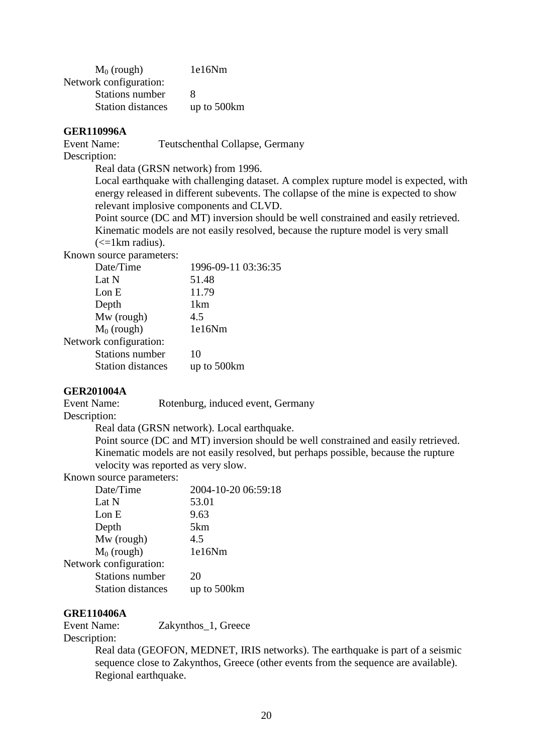$M_0$ (rough)    1e16Nm

Network configuration:

Stations number    8

Station distances    up to 500km

**GER110996A**

Event Name:    Teutschenthal Collapse, Germany

Description:

Real data (GRSN network) from 1996.

Local earthquake with challenging dataset. A complex rupture model is expected, with energy released in different subevents. The collapse of the mine is expected to show relevant implosive components and CLVD.

Point source (DC and MT) inversion should be well constrained and easily retrieved. Kinematic models are not easily resolved, because the rupture model is very small (<=1km radius).

Known source parameters:

| | |
|---|---|
| Date/Time | 1996-09-11 03:36:35 |
| Lat N | 51.48 |
| Lon E | 11.79 |
| Depth | 1km |
| Mw (rough) | 4.5 |
| $M_0$ (rough) | 1e16Nm |

Network configuration:

| | |
|---|---|
| Stations number | 10 |
| Station distances | up to 500km |

**GER201004A**

Event Name:    Rotenburg, induced event, Germany

Description:

Real data (GRSN network). Local earthquake.

Point source (DC and MT) inversion should be well constrained and easily retrieved. Kinematic models are not easily resolved, but perhaps possible, because the rupture velocity was reported as very slow.

Known source parameters:

| | |
|---|---|
| Date/Time | 2004-10-20 06:59:18 |
| Lat N | 53.01 |
| Lon E | 9.63 |
| Depth | 5km |
| Mw (rough) | 4.5 |
| $M_0$ (rough) | 1e16Nm |

Network configuration:

| | |
|---|---|
| Stations number | 20 |
| Station distances | up to 500km |

**GRE110406A**

Event Name:    Zakynthos_1, Greece

Description:

Real data (GEOFON, MEDNET, IRIS networks). The earthquake is part of a seismic sequence close to Zakynthos, Greece (other events from the sequence are available). Regional earthquake.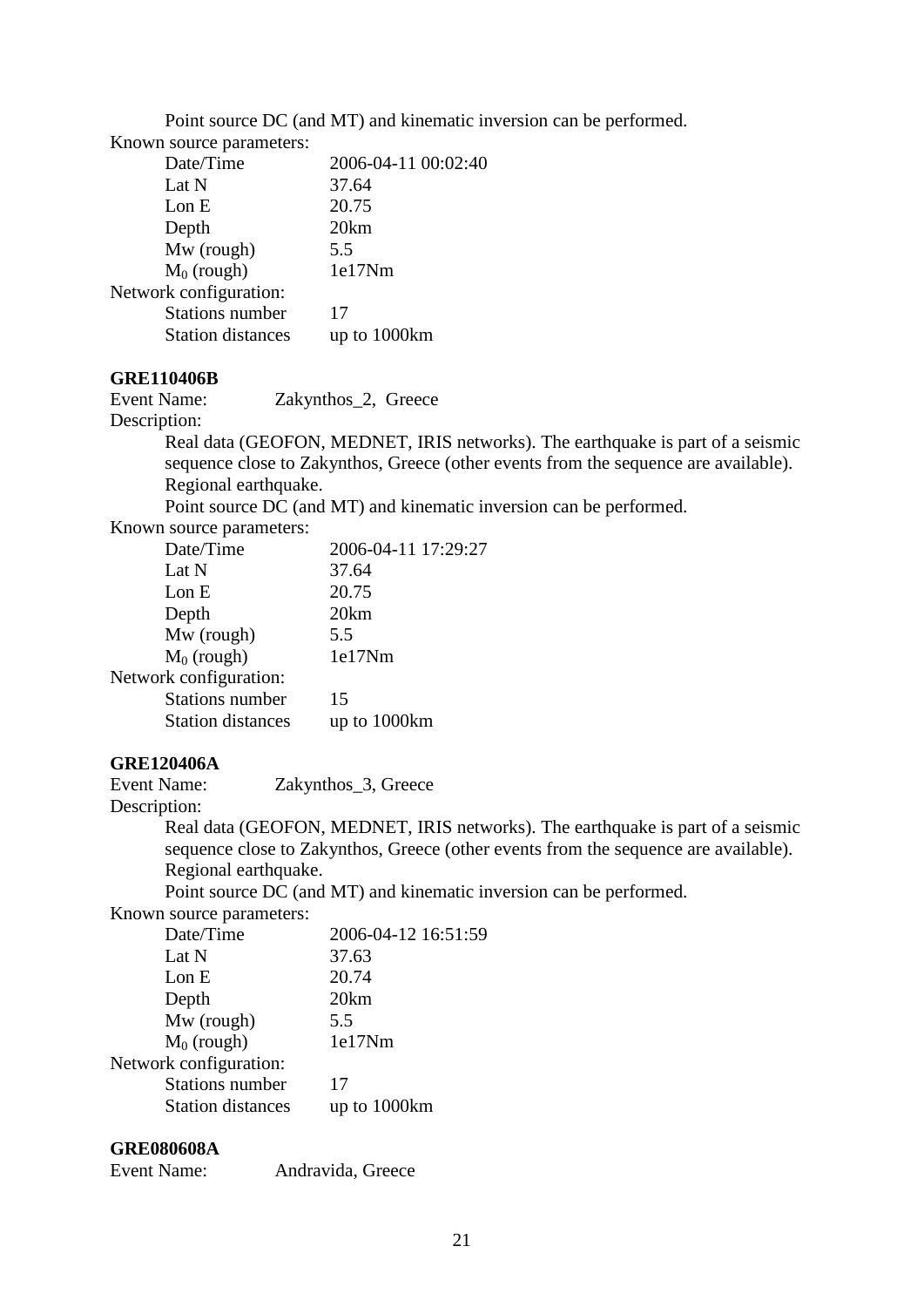Point source DC (and MT) and kinematic inversion can be performed.

Known source parameters:

| | |
|---|---|
| Date/Time | 2006-04-11 00:02:40 |
| Lat N | 37.64 |
| Lon E | 20.75 |
| Depth | 20km |
| Mw (rough) | 5.5 |
| $M_0$ (rough) | 1e17Nm |

Network configuration:

| | |
|---|---|
| Stations number | 17 |
| Station distances | up to 1000km |

**GRE110406B**

Event Name: Zakynthos_2, Greece

Description:

Real data (GEOFON, MEDNET, IRIS networks). The earthquake is part of a seismic sequence close to Zakynthos, Greece (other events from the sequence are available). Regional earthquake.

Point source DC (and MT) and kinematic inversion can be performed.

Known source parameters:

| | |
|---|---|
| Date/Time | 2006-04-11 17:29:27 |
| Lat N | 37.64 |
| Lon E | 20.75 |
| Depth | 20km |
| Mw (rough) | 5.5 |
| $M_0$ (rough) | 1e17Nm |

Network configuration:

| | |
|---|---|
| Stations number | 15 |
| Station distances | up to 1000km |

**GRE120406A**

Event Name: Zakynthos_3, Greece

Description:

Real data (GEOFON, MEDNET, IRIS networks). The earthquake is part of a seismic sequence close to Zakynthos, Greece (other events from the sequence are available). Regional earthquake.

Point source DC (and MT) and kinematic inversion can be performed.

Known source parameters:

| | |
|---|---|
| Date/Time | 2006-04-12 16:51:59 |
| Lat N | 37.63 |
| Lon E | 20.74 |
| Depth | 20km |
| Mw (rough) | 5.5 |
| $M_0$ (rough) | 1e17Nm |

Network configuration:

| | |
|---|---|
| Stations number | 17 |
| Station distances | up to 1000km |

**GRE080608A**

Event Name: Andravida, Greece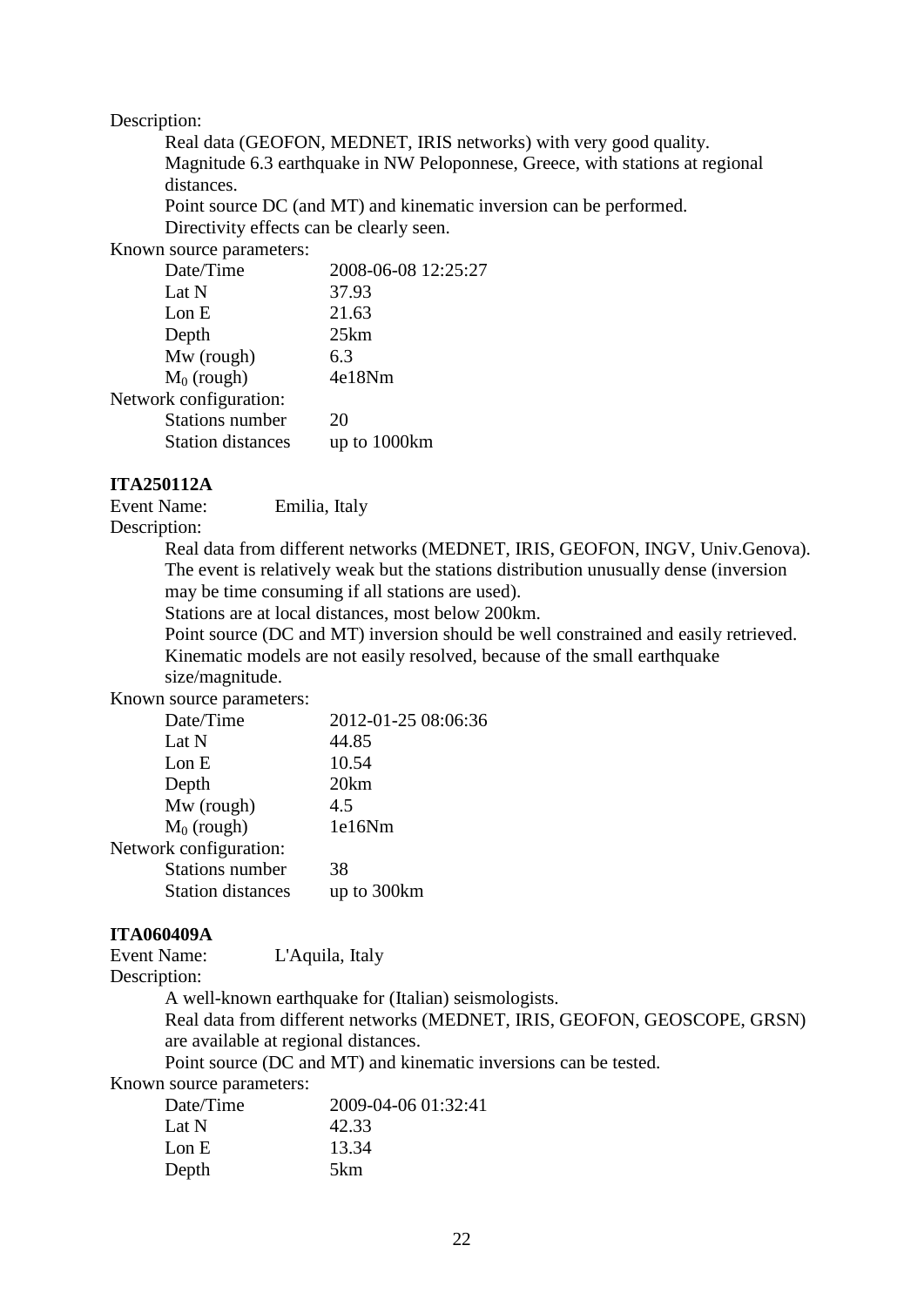Description:

Real data (GEOFON, MEDNET, IRIS networks) with very good quality.
Magnitude 6.3 earthquake in NW Peloponnese, Greece, with stations at regional distances.
Point source DC (and MT) and kinematic inversion can be performed.
Directivity effects can be clearly seen.

Known source parameters:

| | |
|---|---|
| Date/Time | 2008-06-08 12:25:27 |
| Lat N | 37.93 |
| Lon E | 21.63 |
| Depth | 25km |
| Mw (rough) | 6.3 |
| $M_0$ (rough) | 4e18Nm |

Network configuration:

| | |
|---|---|
| Stations number | 20 |
| Station distances | up to 1000km |

**ITA250112A**

Event Name: Emilia, Italy

Description:

Real data from different networks (MEDNET, IRIS, GEOFON, INGV, Univ.Genova).
The event is relatively weak but the stations distribution unusually dense (inversion may be time consuming if all stations are used).
Stations are at local distances, most below 200km.
Point source (DC and MT) inversion should be well constrained and easily retrieved.
Kinematic models are not easily resolved, because of the small earthquake size/magnitude.

Known source parameters:

| | |
|---|---|
| Date/Time | 2012-01-25 08:06:36 |
| Lat N | 44.85 |
| Lon E | 10.54 |
| Depth | 20km |
| Mw (rough) | 4.5 |
| $M_0$ (rough) | 1e16Nm |

Network configuration:

| | |
|---|---|
| Stations number | 38 |
| Station distances | up to 300km |

**ITA060409A**

Event Name: L'Aquila, Italy

Description:

A well-known earthquake for (Italian) seismologists.
Real data from different networks (MEDNET, IRIS, GEOFON, GEOSCOPE, GRSN) are available at regional distances.
Point source (DC and MT) and kinematic inversions can be tested.

Known source parameters:

| | |
|---|---|
| Date/Time | 2009-04-06 01:32:41 |
| Lat N | 42.33 |
| Lon E | 13.34 |
| Depth | 5km |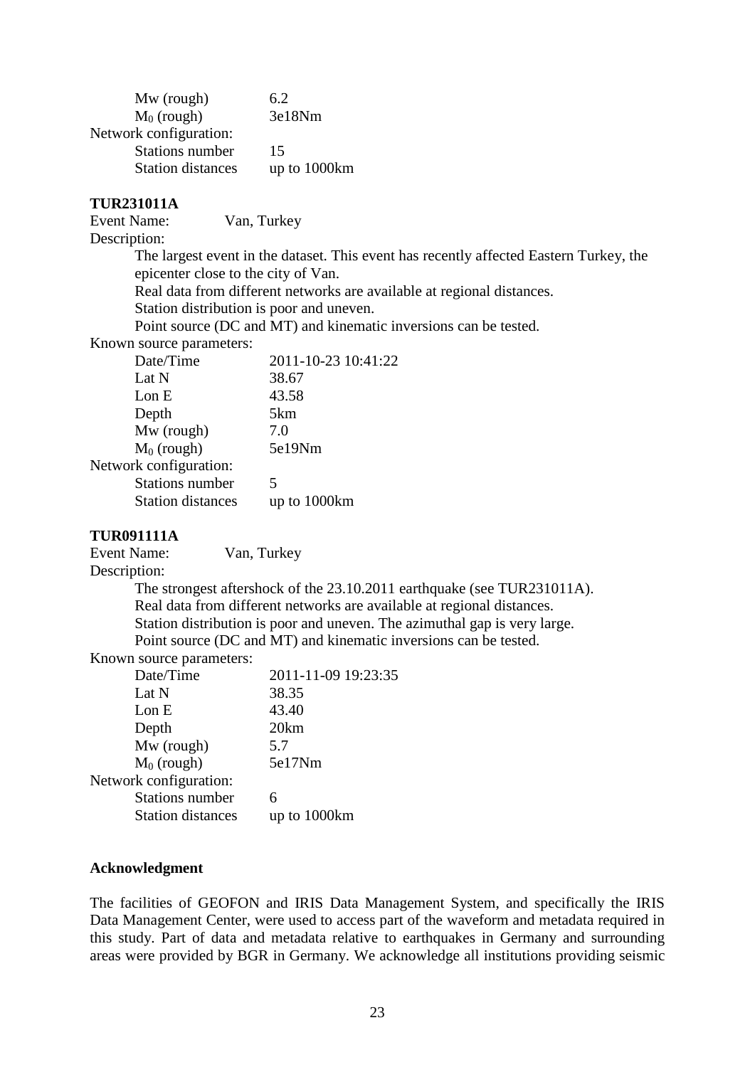Mw (rough) 6.2
$M_0$ (rough) 3e18Nm

Network configuration:

Stations number 15
Station distances up to 1000km

**TUR231011A**

Event Name: Van, Turkey

Description:

The largest event in the dataset. This event has recently affected Eastern Turkey, the epicenter close to the city of Van.
Real data from different networks are available at regional distances.
Station distribution is poor and uneven.
Point source (DC and MT) and kinematic inversions can be tested.

Known source parameters:

Date/Time 2011-10-23 10:41:22
Lat N 38.67
Lon E 43.58
Depth 5km
Mw (rough) 7.0
$M_0$ (rough) 5e19Nm

Network configuration:

Stations number 5
Station distances up to 1000km

**TUR091111A**

Event Name: Van, Turkey

Description:

The strongest aftershock of the 23.10.2011 earthquake (see TUR231011A).
Real data from different networks are available at regional distances.
Station distribution is poor and uneven. The azimuthal gap is very large.
Point source (DC and MT) and kinematic inversions can be tested.

Known source parameters:

Date/Time 2011-11-09 19:23:35
Lat N 38.35
Lon E 43.40
Depth 20km
Mw (rough) 5.7
$M_0$ (rough) 5e17Nm

Network configuration:

Stations number 6
Station distances up to 1000km

**Acknowledgment**

The facilities of GEOFON and IRIS Data Management System, and specifically the IRIS Data Management Center, were used to access part of the waveform and metadata required in this study. Part of data and metadata relative to earthquakes in Germany and surrounding areas were provided by BGR in Germany. We acknowledge all institutions providing seismic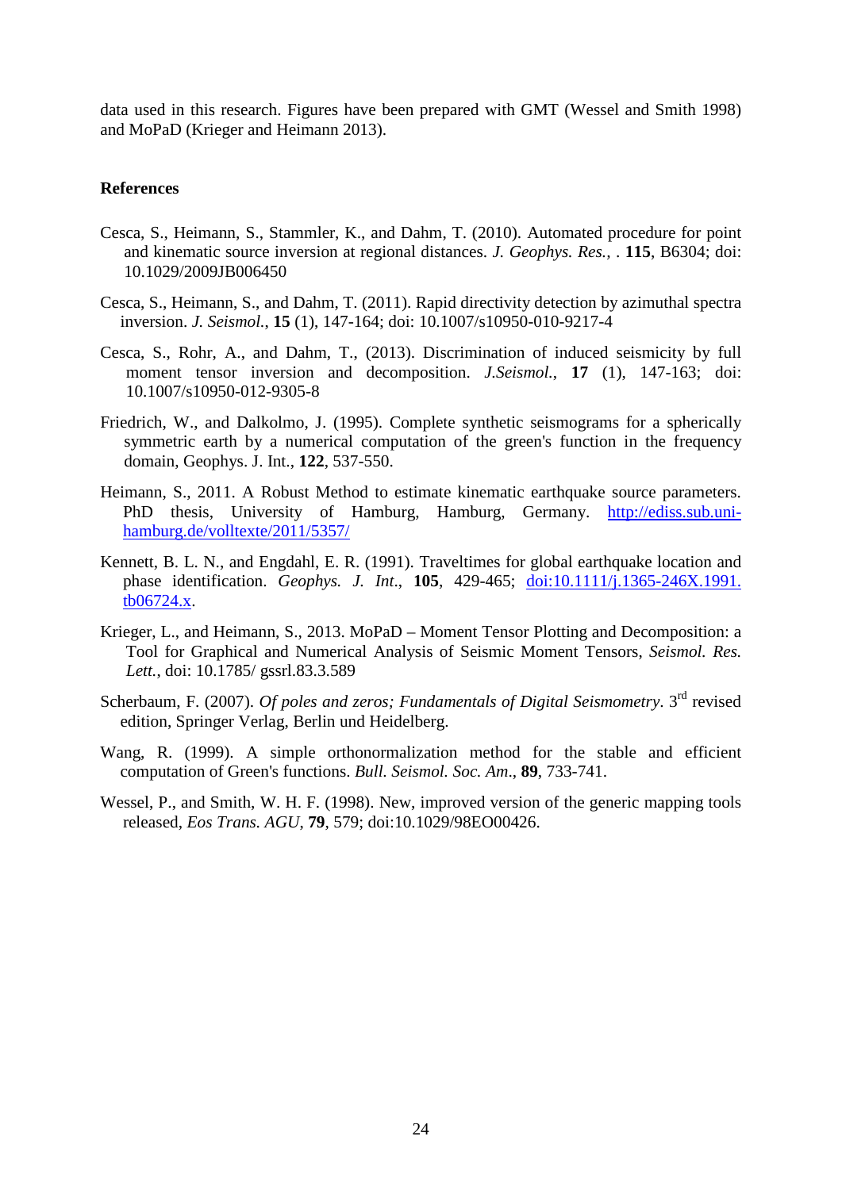data used in this research. Figures have been prepared with GMT (Wessel and Smith 1998) and MoPaD (Krieger and Heimann 2013).

**References**

Cesca, S., Heimann, S., Stammler, K., and Dahm, T. (2010). Automated procedure for point and kinematic source inversion at regional distances. *J. Geophys. Res.*, . **115**, B6304; doi: 10.1029/2009JB006450

Cesca, S., Heimann, S., and Dahm, T. (2011). Rapid directivity detection by azimuthal spectra inversion. *J. Seismol.*, **15** (1), 147-164; doi: 10.1007/s10950-010-9217-4

Cesca, S., Rohr, A., and Dahm, T., (2013). Discrimination of induced seismicity by full moment tensor inversion and decomposition. *J.Seismol.*, **17** (1), 147-163; doi: 10.1007/s10950-012-9305-8

Friedrich, W., and Dalkolmo, J. (1995). Complete synthetic seismograms for a spherically symmetric earth by a numerical computation of the green's function in the frequency domain, Geophys. J. Int., **122**, 537-550.

Heimann, S., 2011. A Robust Method to estimate kinematic earthquake source parameters. PhD thesis, University of Hamburg, Hamburg, Germany. [http://ediss.sub.uni-hamburg.de/volltexte/2011/5357/](http://ediss.sub.uni-hamburg.de/volltexte/2011/5357/)

Kennett, B. L. N., and Engdahl, E. R. (1991). Traveltimes for global earthquake location and phase identification. *Geophys. J. Int.*, **105**, 429-465; [doi:10.1111/j.1365-246X.1991.tb06724.x](doi:10.1111/j.1365-246X.1991.tb06724.x).

Krieger, L., and Heimann, S., 2013. MoPaD – Moment Tensor Plotting and Decomposition: a Tool for Graphical and Numerical Analysis of Seismic Moment Tensors, *Seismol. Res. Lett.*, doi: 10.1785/ gssrl.83.3.589

Scherbaum, F. (2007). *Of poles and zeros; Fundamentals of Digital Seismometry*. 3rd revised edition, Springer Verlag, Berlin und Heidelberg.

Wang, R. (1999). A simple orthonormalization method for the stable and efficient computation of Green's functions. *Bull. Seismol. Soc. Am*., **89**, 733-741.

Wessel, P., and Smith, W. H. F. (1998). New, improved version of the generic mapping tools released, *Eos Trans. AGU*, **79**, 579; doi:10.1029/98EO00426.